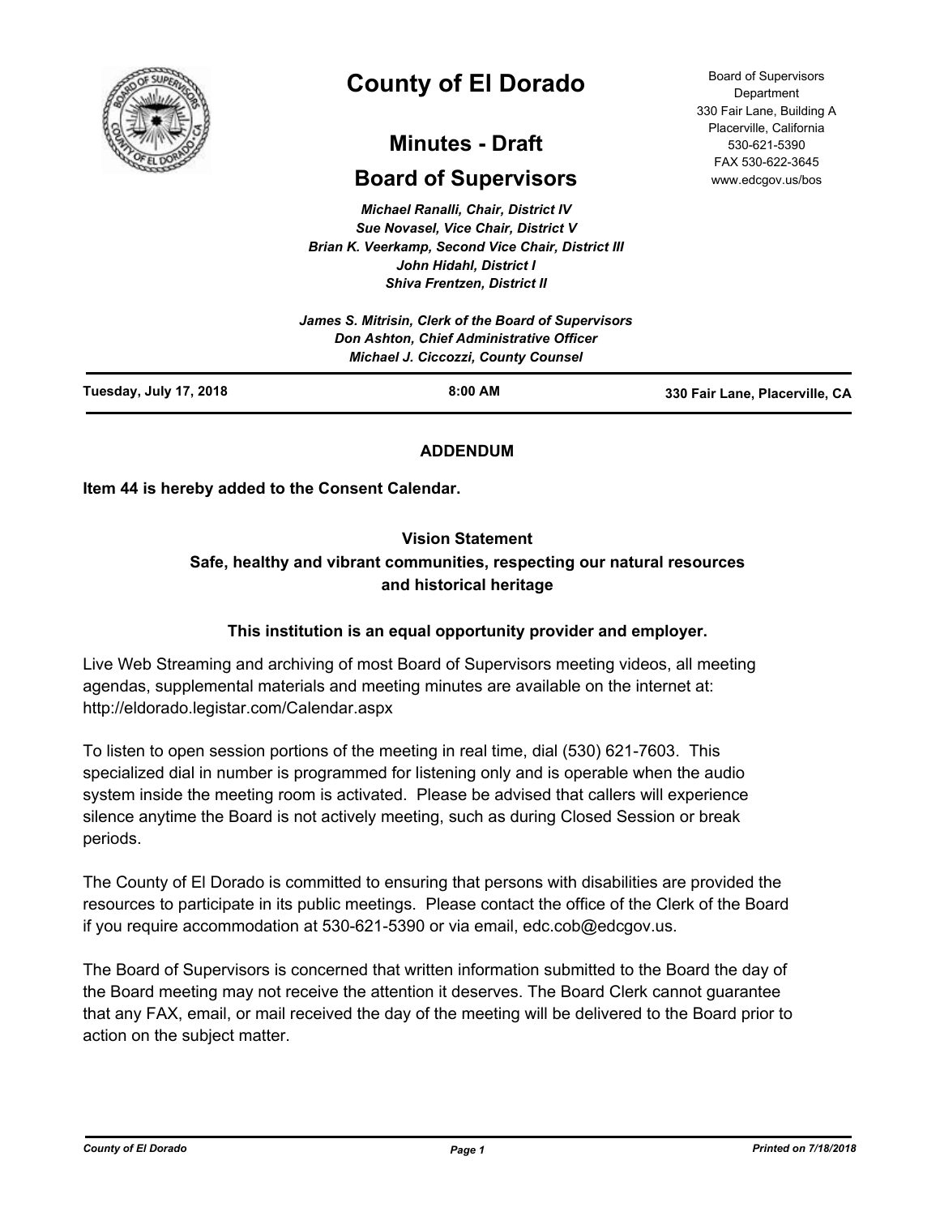# County of El Dorado

## Minutes - Draft

## Board of Supervisors

Board of Supervisors Department
330 Fair Lane, Building A
Placerville, California
530-621-5390
FAX 530-622-3645
www.edcgov.us/bos

*Michael Ranalli, Chair, District IV*
*Sue Novasel, Vice Chair, District V*
*Brian K. Veerkamp, Second Vice Chair, District III*
*John Hidahl, District I*
*Shiva Frentzen, District II*

*James S. Mitrisin, Clerk of the Board of Supervisors*
*Don Ashton, Chief Administrative Officer*
*Michael J. Ciccozzi, County Counsel*

**Tuesday, July 17, 2018** | **8:00 AM** | **330 Fair Lane, Placerville, CA**

---

**ADDENDUM**

**Item 44 is hereby added to the Consent Calendar.**

**Vision Statement**
**Safe, healthy and vibrant communities, respecting our natural resources and historical heritage**

**This institution is an equal opportunity provider and employer.**

Live Web Streaming and archiving of most Board of Supervisors meeting videos, all meeting agendas, supplemental materials and meeting minutes are available on the internet at: http://eldorado.legistar.com/Calendar.aspx

To listen to open session portions of the meeting in real time, dial (530) 621-7603. This specialized dial in number is programmed for listening only and is operable when the audio system inside the meeting room is activated. Please be advised that callers will experience silence anytime the Board is not actively meeting, such as during Closed Session or break periods.

The County of El Dorado is committed to ensuring that persons with disabilities are provided the resources to participate in its public meetings. Please contact the office of the Clerk of the Board if you require accommodation at 530-621-5390 or via email, edc.cob@edcgov.us.

The Board of Supervisors is concerned that written information submitted to the Board the day of the Board meeting may not receive the attention it deserves. The Board Clerk cannot guarantee that any FAX, email, or mail received the day of the meeting will be delivered to the Board prior to action on the subject matter.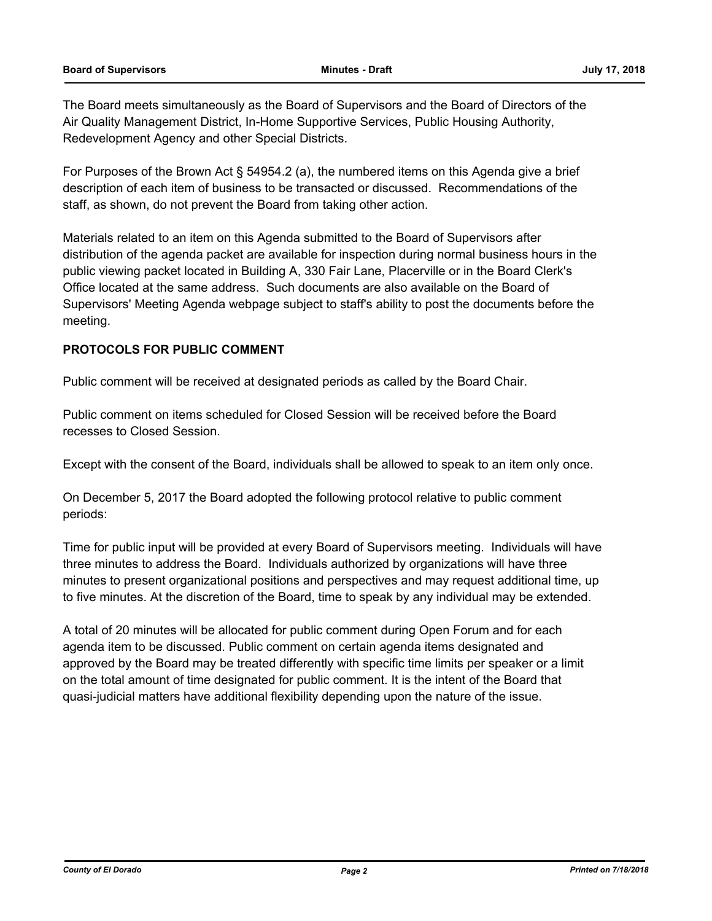The Board meets simultaneously as the Board of Supervisors and the Board of Directors of the Air Quality Management District, In-Home Supportive Services, Public Housing Authority, Redevelopment Agency and other Special Districts.

For Purposes of the Brown Act § 54954.2 (a), the numbered items on this Agenda give a brief description of each item of business to be transacted or discussed. Recommendations of the staff, as shown, do not prevent the Board from taking other action.

Materials related to an item on this Agenda submitted to the Board of Supervisors after distribution of the agenda packet are available for inspection during normal business hours in the public viewing packet located in Building A, 330 Fair Lane, Placerville or in the Board Clerk's Office located at the same address. Such documents are also available on the Board of Supervisors' Meeting Agenda webpage subject to staff's ability to post the documents before the meeting.

**PROTOCOLS FOR PUBLIC COMMENT**

Public comment will be received at designated periods as called by the Board Chair.

Public comment on items scheduled for Closed Session will be received before the Board recesses to Closed Session.

Except with the consent of the Board, individuals shall be allowed to speak to an item only once.

On December 5, 2017 the Board adopted the following protocol relative to public comment periods:

Time for public input will be provided at every Board of Supervisors meeting. Individuals will have three minutes to address the Board. Individuals authorized by organizations will have three minutes to present organizational positions and perspectives and may request additional time, up to five minutes. At the discretion of the Board, time to speak by any individual may be extended.

A total of 20 minutes will be allocated for public comment during Open Forum and for each agenda item to be discussed. Public comment on certain agenda items designated and approved by the Board may be treated differently with specific time limits per speaker or a limit on the total amount of time designated for public comment. It is the intent of the Board that quasi-judicial matters have additional flexibility depending upon the nature of the issue.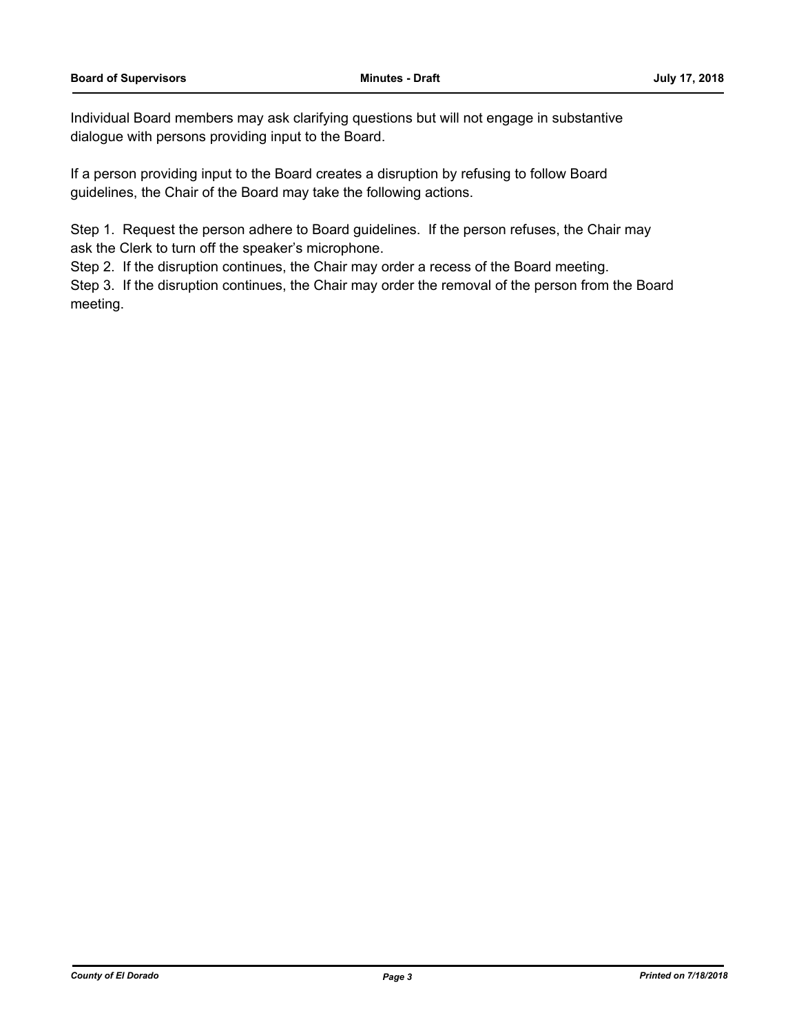Individual Board members may ask clarifying questions but will not engage in substantive dialogue with persons providing input to the Board.

If a person providing input to the Board creates a disruption by refusing to follow Board guidelines, the Chair of the Board may take the following actions.

Step 1. Request the person adhere to Board guidelines. If the person refuses, the Chair may ask the Clerk to turn off the speaker's microphone.
Step 2. If the disruption continues, the Chair may order a recess of the Board meeting.
Step 3. If the disruption continues, the Chair may order the removal of the person from the Board meeting.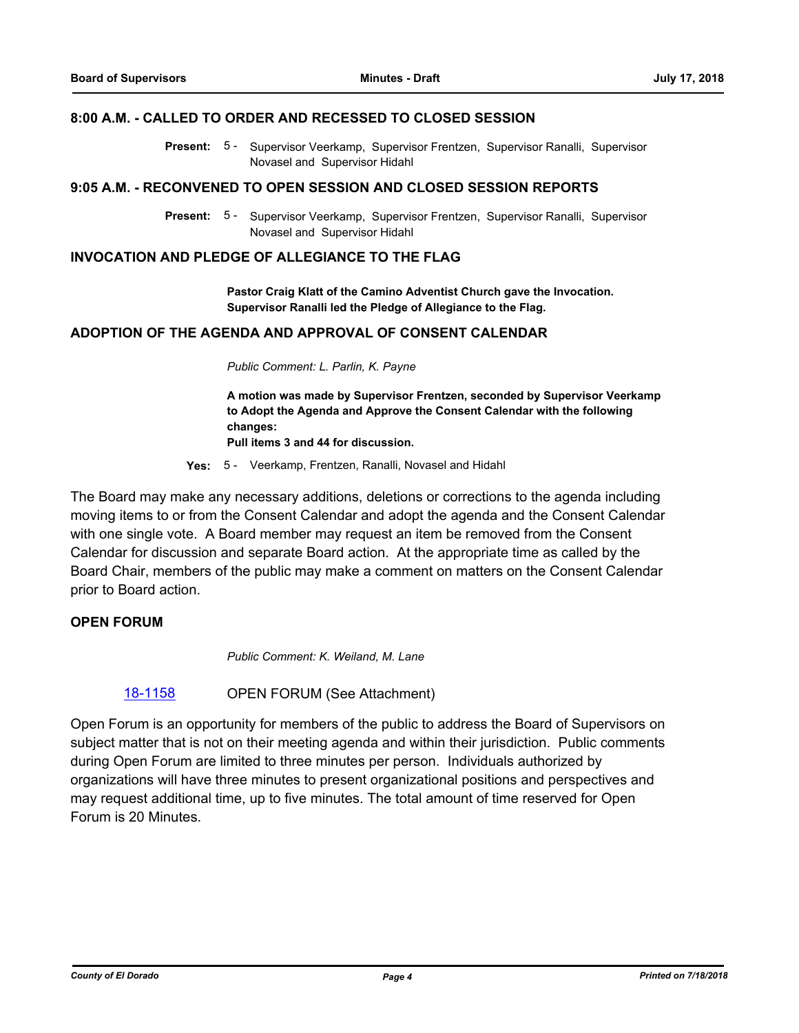## 8:00 A.M. - CALLED TO ORDER AND RECESSED TO CLOSED SESSION

**Present:** 5 - Supervisor Veerkamp, Supervisor Frentzen, Supervisor Ranalli, Supervisor Novasel and Supervisor Hidahl

## 9:05 A.M. - RECONVENED TO OPEN SESSION AND CLOSED SESSION REPORTS

**Present:** 5 - Supervisor Veerkamp, Supervisor Frentzen, Supervisor Ranalli, Supervisor Novasel and Supervisor Hidahl

## INVOCATION AND PLEDGE OF ALLEGIANCE TO THE FLAG

**Pastor Craig Klatt of the Camino Adventist Church gave the Invocation. Supervisor Ranalli led the Pledge of Allegiance to the Flag.**

## ADOPTION OF THE AGENDA AND APPROVAL OF CONSENT CALENDAR

*Public Comment: L. Parlin, K. Payne*

**A motion was made by Supervisor Frentzen, seconded by Supervisor Veerkamp to Adopt the Agenda and Approve the Consent Calendar with the following changes:**
**Pull items 3 and 44 for discussion.**

**Yes:** 5 - Veerkamp, Frentzen, Ranalli, Novasel and Hidahl

The Board may make any necessary additions, deletions or corrections to the agenda including moving items to or from the Consent Calendar and adopt the agenda and the Consent Calendar with one single vote. A Board member may request an item be removed from the Consent Calendar for discussion and separate Board action. At the appropriate time as called by the Board Chair, members of the public may make a comment on matters on the Consent Calendar prior to Board action.

## OPEN FORUM

*Public Comment: K. Weiland, M. Lane*

18-1158 OPEN FORUM (See Attachment)

Open Forum is an opportunity for members of the public to address the Board of Supervisors on subject matter that is not on their meeting agenda and within their jurisdiction. Public comments during Open Forum are limited to three minutes per person. Individuals authorized by organizations will have three minutes to present organizational positions and perspectives and may request additional time, up to five minutes. The total amount of time reserved for Open Forum is 20 Minutes.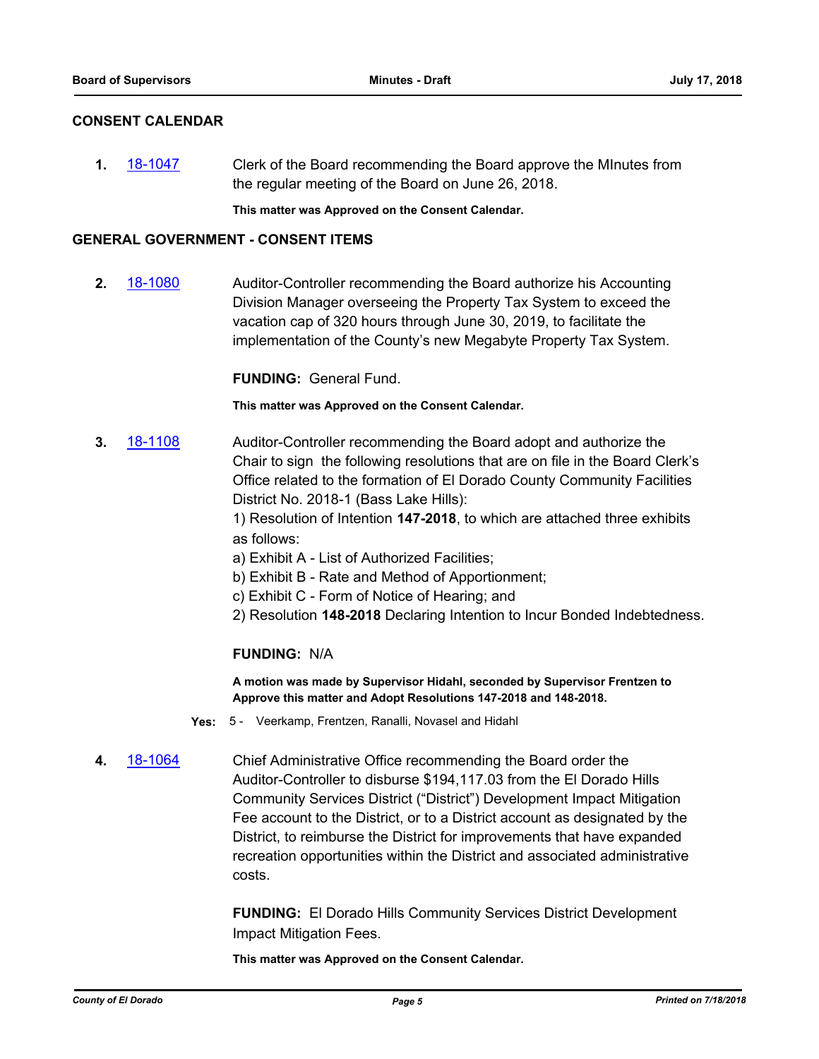## CONSENT CALENDAR

**1.** [18-1047] Clerk of the Board recommending the Board approve the MInutes from the regular meeting of the Board on June 26, 2018.

**This matter was Approved on the Consent Calendar.**

## GENERAL GOVERNMENT - CONSENT ITEMS

**2.** [18-1080] Auditor-Controller recommending the Board authorize his Accounting Division Manager overseeing the Property Tax System to exceed the vacation cap of 320 hours through June 30, 2019, to facilitate the implementation of the County's new Megabyte Property Tax System.

**FUNDING:** General Fund.

**This matter was Approved on the Consent Calendar.**

**3.** [18-1108] Auditor-Controller recommending the Board adopt and authorize the Chair to sign the following resolutions that are on file in the Board Clerk's Office related to the formation of El Dorado County Community Facilities District No. 2018-1 (Bass Lake Hills):

1) Resolution of Intention **147-2018**, to which are attached three exhibits as follows:

a) Exhibit A - List of Authorized Facilities;

b) Exhibit B - Rate and Method of Apportionment;

c) Exhibit C - Form of Notice of Hearing; and

2) Resolution **148-2018** Declaring Intention to Incur Bonded Indebtedness.

**FUNDING:** N/A

**A motion was made by Supervisor Hidahl, seconded by Supervisor Frentzen to Approve this matter and Adopt Resolutions 147-2018 and 148-2018.**

**Yes:** 5 - Veerkamp, Frentzen, Ranalli, Novasel and Hidahl

**4.** [18-1064] Chief Administrative Office recommending the Board order the Auditor-Controller to disburse $194,117.03 from the El Dorado Hills Community Services District ("District") Development Impact Mitigation Fee account to the District, or to a District account as designated by the District, to reimburse the District for improvements that have expanded recreation opportunities within the District and associated administrative costs.

**FUNDING:** El Dorado Hills Community Services District Development Impact Mitigation Fees.

**This matter was Approved on the Consent Calendar.**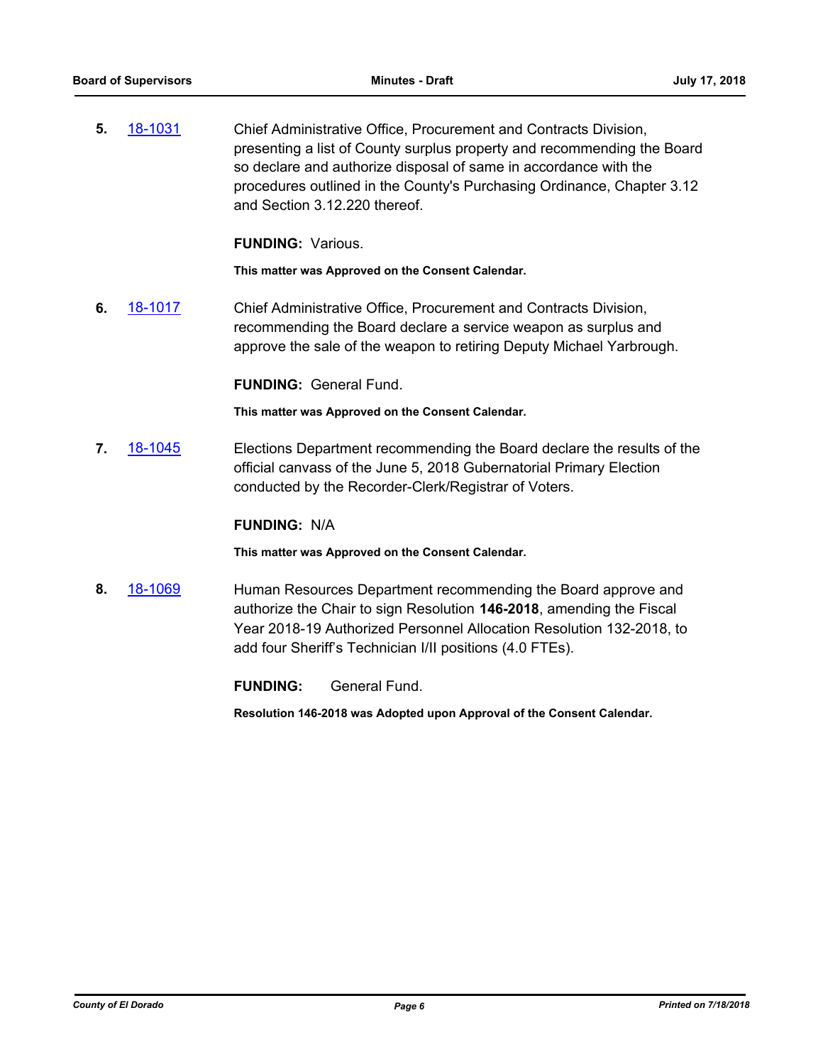**5.** [18-1031](18-1031) Chief Administrative Office, Procurement and Contracts Division, presenting a list of County surplus property and recommending the Board so declare and authorize disposal of same in accordance with the procedures outlined in the County's Purchasing Ordinance, Chapter 3.12 and Section 3.12.220 thereof.

**FUNDING:** Various.

**This matter was Approved on the Consent Calendar.**

**6.** [18-1017](18-1017) Chief Administrative Office, Procurement and Contracts Division, recommending the Board declare a service weapon as surplus and approve the sale of the weapon to retiring Deputy Michael Yarbrough.

**FUNDING:** General Fund.

**This matter was Approved on the Consent Calendar.**

**7.** [18-1045](18-1045) Elections Department recommending the Board declare the results of the official canvass of the June 5, 2018 Gubernatorial Primary Election conducted by the Recorder-Clerk/Registrar of Voters.

**FUNDING:** N/A

**This matter was Approved on the Consent Calendar.**

**8.** [18-1069](18-1069) Human Resources Department recommending the Board approve and authorize the Chair to sign Resolution **146-2018**, amending the Fiscal Year 2018-19 Authorized Personnel Allocation Resolution 132-2018, to add four Sheriff's Technician I/II positions (4.0 FTEs).

**FUNDING:** General Fund.

**Resolution 146-2018 was Adopted upon Approval of the Consent Calendar.**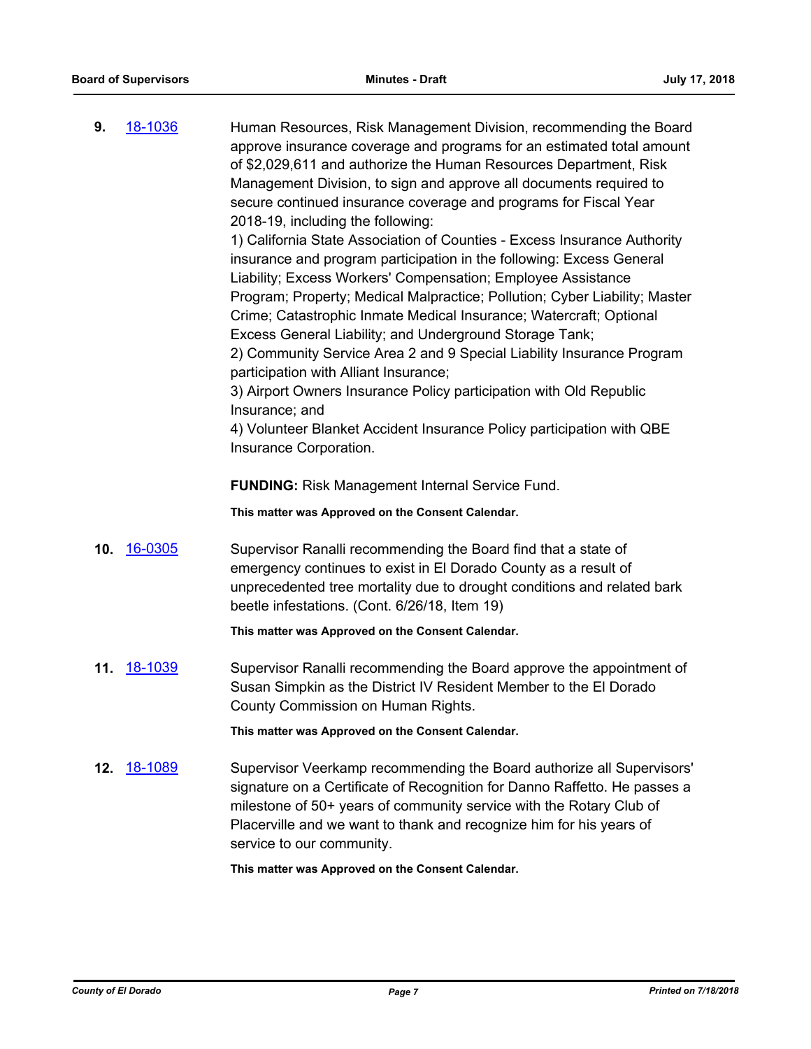**9.** 18-1036 Human Resources, Risk Management Division, recommending the Board approve insurance coverage and programs for an estimated total amount of $2,029,611 and authorize the Human Resources Department, Risk Management Division, to sign and approve all documents required to secure continued insurance coverage and programs for Fiscal Year 2018-19, including the following:
1) California State Association of Counties - Excess Insurance Authority insurance and program participation in the following: Excess General Liability; Excess Workers' Compensation; Employee Assistance Program; Property; Medical Malpractice; Pollution; Cyber Liability; Master Crime; Catastrophic Inmate Medical Insurance; Watercraft; Optional Excess General Liability; and Underground Storage Tank;
2) Community Service Area 2 and 9 Special Liability Insurance Program participation with Alliant Insurance;
3) Airport Owners Insurance Policy participation with Old Republic Insurance; and
4) Volunteer Blanket Accident Insurance Policy participation with QBE Insurance Corporation.

**FUNDING:** Risk Management Internal Service Fund.

**This matter was Approved on the Consent Calendar.**

**10.** 16-0305 Supervisor Ranalli recommending the Board find that a state of emergency continues to exist in El Dorado County as a result of unprecedented tree mortality due to drought conditions and related bark beetle infestations. (Cont. 6/26/18, Item 19)

**This matter was Approved on the Consent Calendar.**

**11.** 18-1039 Supervisor Ranalli recommending the Board approve the appointment of Susan Simpkin as the District IV Resident Member to the El Dorado County Commission on Human Rights.

**This matter was Approved on the Consent Calendar.**

**12.** 18-1089 Supervisor Veerkamp recommending the Board authorize all Supervisors' signature on a Certificate of Recognition for Danno Raffetto. He passes a milestone of 50+ years of community service with the Rotary Club of Placerville and we want to thank and recognize him for his years of service to our community.

**This matter was Approved on the Consent Calendar.**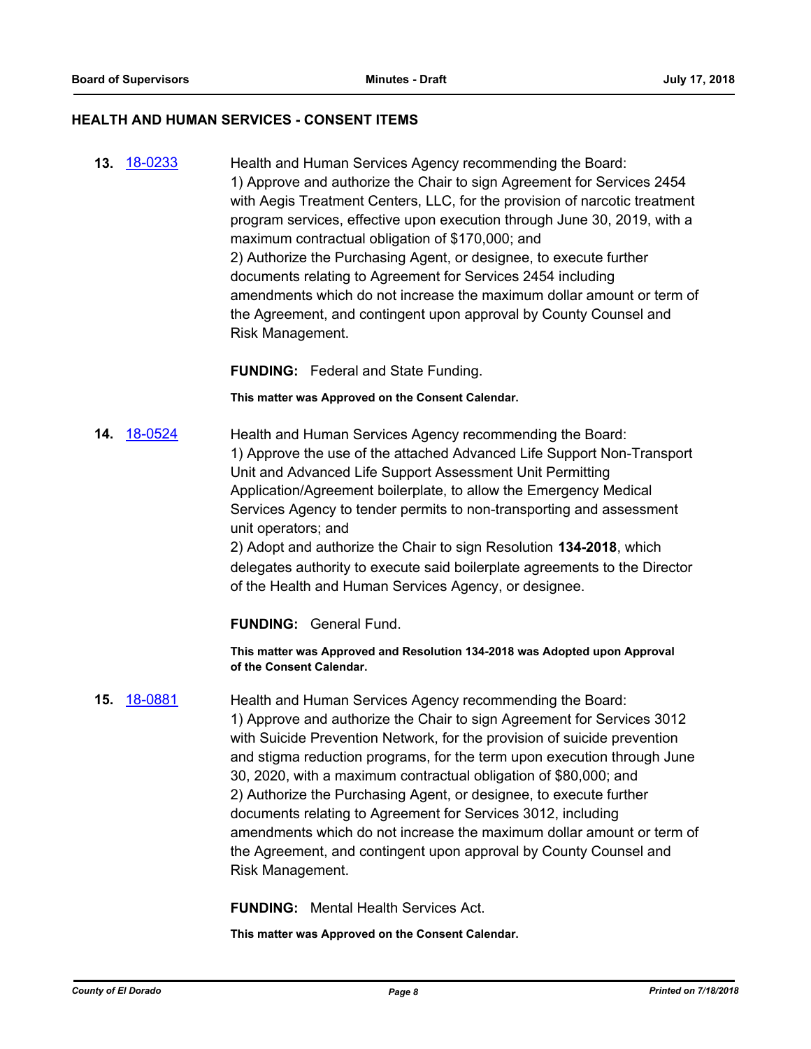## HEALTH AND HUMAN SERVICES - CONSENT ITEMS

**13.** [18-0233](18-0233)

Health and Human Services Agency recommending the Board:
1) Approve and authorize the Chair to sign Agreement for Services 2454 with Aegis Treatment Centers, LLC, for the provision of narcotic treatment program services, effective upon execution through June 30, 2019, with a maximum contractual obligation of $170,000; and
2) Authorize the Purchasing Agent, or designee, to execute further documents relating to Agreement for Services 2454 including amendments which do not increase the maximum dollar amount or term of the Agreement, and contingent upon approval by County Counsel and Risk Management.

**FUNDING:** Federal and State Funding.

**This matter was Approved on the Consent Calendar.**

**14.** [18-0524](18-0524)

Health and Human Services Agency recommending the Board:
1) Approve the use of the attached Advanced Life Support Non-Transport Unit and Advanced Life Support Assessment Unit Permitting Application/Agreement boilerplate, to allow the Emergency Medical Services Agency to tender permits to non-transporting and assessment unit operators; and
2) Adopt and authorize the Chair to sign Resolution **134-2018**, which delegates authority to execute said boilerplate agreements to the Director of the Health and Human Services Agency, or designee.

**FUNDING:** General Fund.

**This matter was Approved and Resolution 134-2018 was Adopted upon Approval of the Consent Calendar.**

**15.** [18-0881](18-0881)

Health and Human Services Agency recommending the Board:
1) Approve and authorize the Chair to sign Agreement for Services 3012 with Suicide Prevention Network, for the provision of suicide prevention and stigma reduction programs, for the term upon execution through June 30, 2020, with a maximum contractual obligation of $80,000; and
2) Authorize the Purchasing Agent, or designee, to execute further documents relating to Agreement for Services 3012, including amendments which do not increase the maximum dollar amount or term of the Agreement, and contingent upon approval by County Counsel and Risk Management.

**FUNDING:** Mental Health Services Act.

**This matter was Approved on the Consent Calendar.**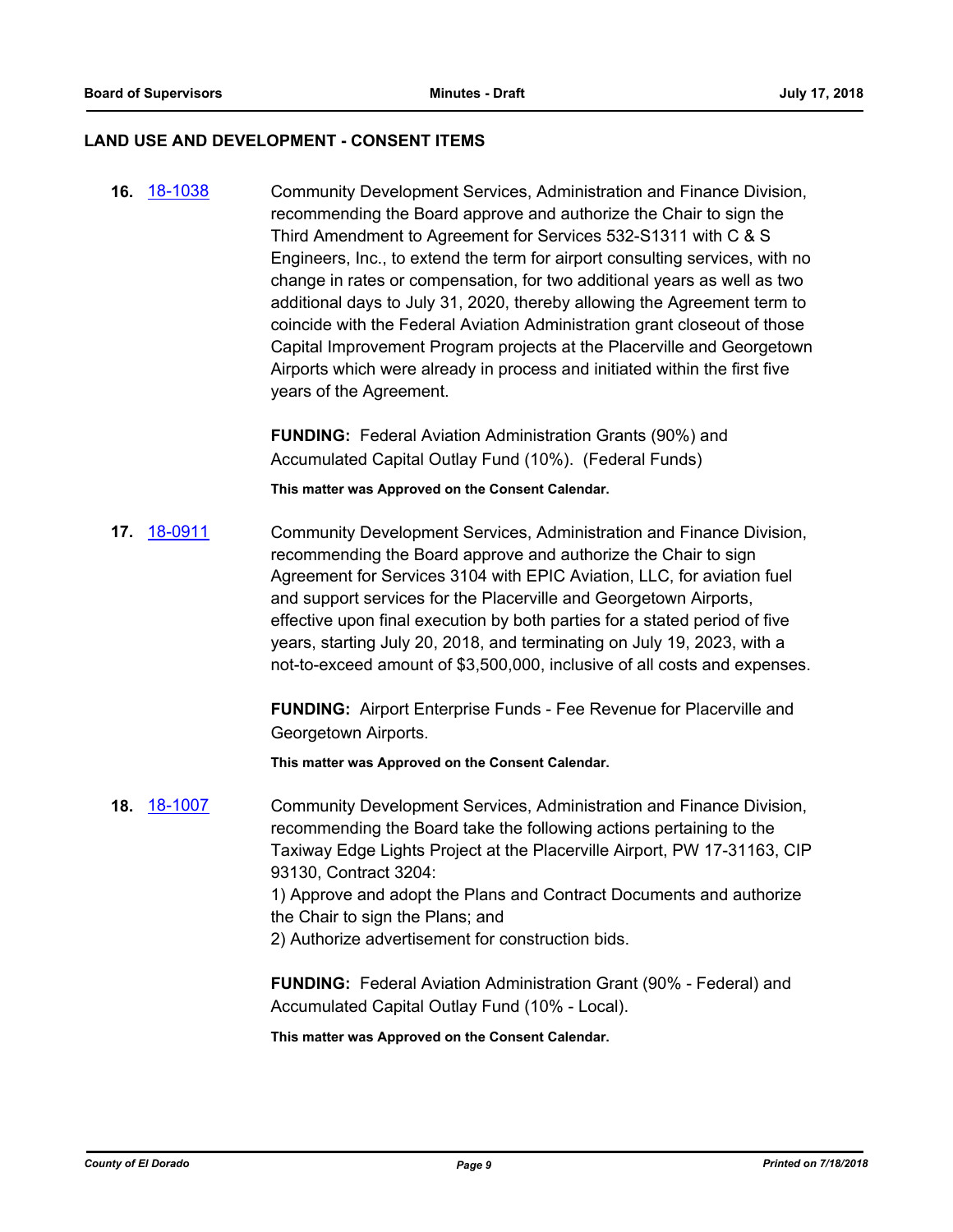## LAND USE AND DEVELOPMENT - CONSENT ITEMS

**16.** 18-1038 Community Development Services, Administration and Finance Division, recommending the Board approve and authorize the Chair to sign the Third Amendment to Agreement for Services 532-S1311 with C & S Engineers, Inc., to extend the term for airport consulting services, with no change in rates or compensation, for two additional years as well as two additional days to July 31, 2020, thereby allowing the Agreement term to coincide with the Federal Aviation Administration grant closeout of those Capital Improvement Program projects at the Placerville and Georgetown Airports which were already in process and initiated within the first five years of the Agreement.

**FUNDING:** Federal Aviation Administration Grants (90%) and Accumulated Capital Outlay Fund (10%). (Federal Funds)

**This matter was Approved on the Consent Calendar.**

**17.** 18-0911 Community Development Services, Administration and Finance Division, recommending the Board approve and authorize the Chair to sign Agreement for Services 3104 with EPIC Aviation, LLC, for aviation fuel and support services for the Placerville and Georgetown Airports, effective upon final execution by both parties for a stated period of five years, starting July 20, 2018, and terminating on July 19, 2023, with a not-to-exceed amount of $3,500,000, inclusive of all costs and expenses.

**FUNDING:** Airport Enterprise Funds - Fee Revenue for Placerville and Georgetown Airports.

**This matter was Approved on the Consent Calendar.**

**18.** 18-1007 Community Development Services, Administration and Finance Division, recommending the Board take the following actions pertaining to the Taxiway Edge Lights Project at the Placerville Airport, PW 17-31163, CIP 93130, Contract 3204:
1) Approve and adopt the Plans and Contract Documents and authorize the Chair to sign the Plans; and
2) Authorize advertisement for construction bids.

**FUNDING:** Federal Aviation Administration Grant (90% - Federal) and Accumulated Capital Outlay Fund (10% - Local).

**This matter was Approved on the Consent Calendar.**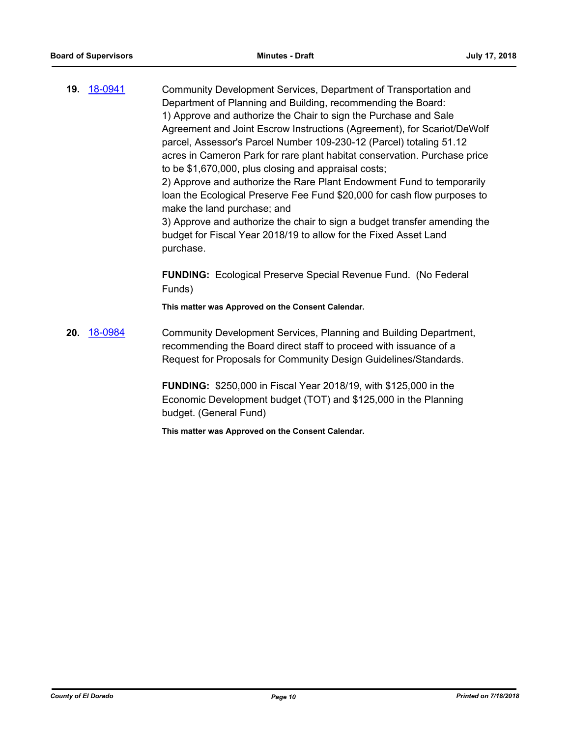**19.** 18-0941

Community Development Services, Department of Transportation and Department of Planning and Building, recommending the Board:
1) Approve and authorize the Chair to sign the Purchase and Sale Agreement and Joint Escrow Instructions (Agreement), for Scariot/DeWolf parcel, Assessor's Parcel Number 109-230-12 (Parcel) totaling 51.12 acres in Cameron Park for rare plant habitat conservation. Purchase price to be $1,670,000, plus closing and appraisal costs;
2) Approve and authorize the Rare Plant Endowment Fund to temporarily loan the Ecological Preserve Fee Fund $20,000 for cash flow purposes to make the land purchase; and
3) Approve and authorize the chair to sign a budget transfer amending the budget for Fiscal Year 2018/19 to allow for the Fixed Asset Land purchase.

**FUNDING:** Ecological Preserve Special Revenue Fund. (No Federal Funds)

**This matter was Approved on the Consent Calendar.**

**20.** 18-0984

Community Development Services, Planning and Building Department, recommending the Board direct staff to proceed with issuance of a Request for Proposals for Community Design Guidelines/Standards.

**FUNDING:** $250,000 in Fiscal Year 2018/19, with $125,000 in the Economic Development budget (TOT) and $125,000 in the Planning budget. (General Fund)

**This matter was Approved on the Consent Calendar.**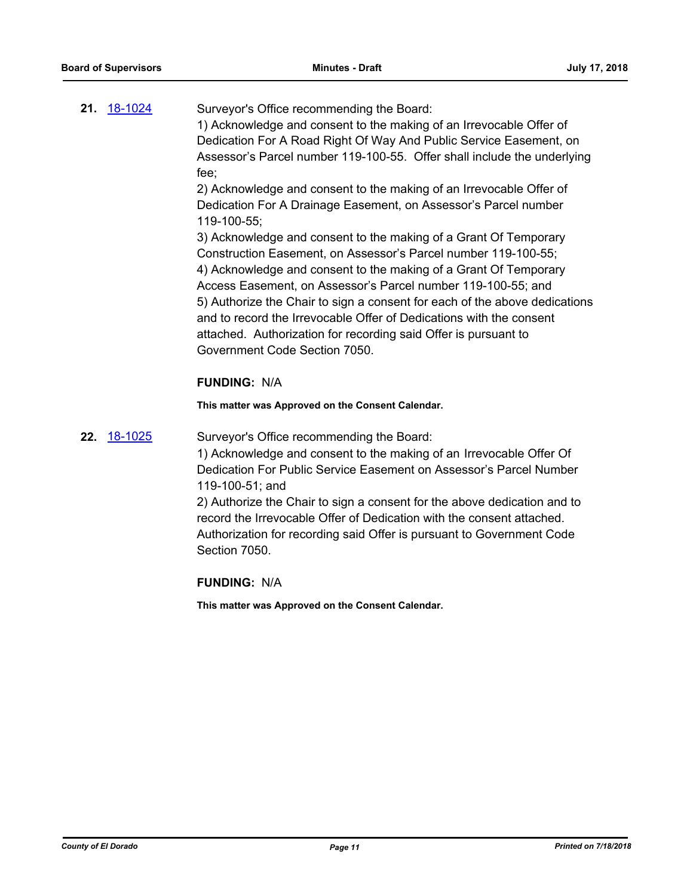**21.** [18-1024]

Surveyor's Office recommending the Board:
1) Acknowledge and consent to the making of an Irrevocable Offer of Dedication For A Road Right Of Way And Public Service Easement, on Assessor's Parcel number 119-100-55. Offer shall include the underlying fee;
2) Acknowledge and consent to the making of an Irrevocable Offer of Dedication For A Drainage Easement, on Assessor's Parcel number 119-100-55;
3) Acknowledge and consent to the making of a Grant Of Temporary Construction Easement, on Assessor's Parcel number 119-100-55;
4) Acknowledge and consent to the making of a Grant Of Temporary Access Easement, on Assessor's Parcel number 119-100-55; and
5) Authorize the Chair to sign a consent for each of the above dedications and to record the Irrevocable Offer of Dedications with the consent attached. Authorization for recording said Offer is pursuant to Government Code Section 7050.

**FUNDING:** N/A

**This matter was Approved on the Consent Calendar.**

**22.** [18-1025]

Surveyor's Office recommending the Board:
1) Acknowledge and consent to the making of an Irrevocable Offer Of Dedication For Public Service Easement on Assessor's Parcel Number 119-100-51; and
2) Authorize the Chair to sign a consent for the above dedication and to record the Irrevocable Offer of Dedication with the consent attached. Authorization for recording said Offer is pursuant to Government Code Section 7050.

**FUNDING:** N/A

**This matter was Approved on the Consent Calendar.**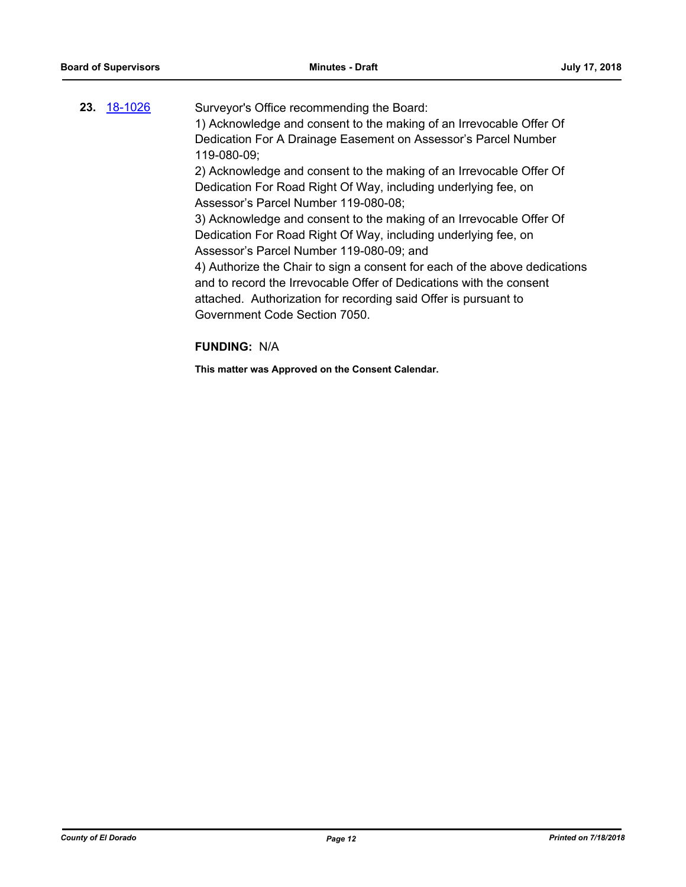**23.** [18-1026](18-1026)

Surveyor's Office recommending the Board:
1) Acknowledge and consent to the making of an Irrevocable Offer Of Dedication For A Drainage Easement on Assessor's Parcel Number 119-080-09;
2) Acknowledge and consent to the making of an Irrevocable Offer Of Dedication For Road Right Of Way, including underlying fee, on Assessor's Parcel Number 119-080-08;
3) Acknowledge and consent to the making of an Irrevocable Offer Of Dedication For Road Right Of Way, including underlying fee, on Assessor's Parcel Number 119-080-09; and
4) Authorize the Chair to sign a consent for each of the above dedications and to record the Irrevocable Offer of Dedications with the consent attached. Authorization for recording said Offer is pursuant to Government Code Section 7050.

**FUNDING:** N/A

**This matter was Approved on the Consent Calendar.**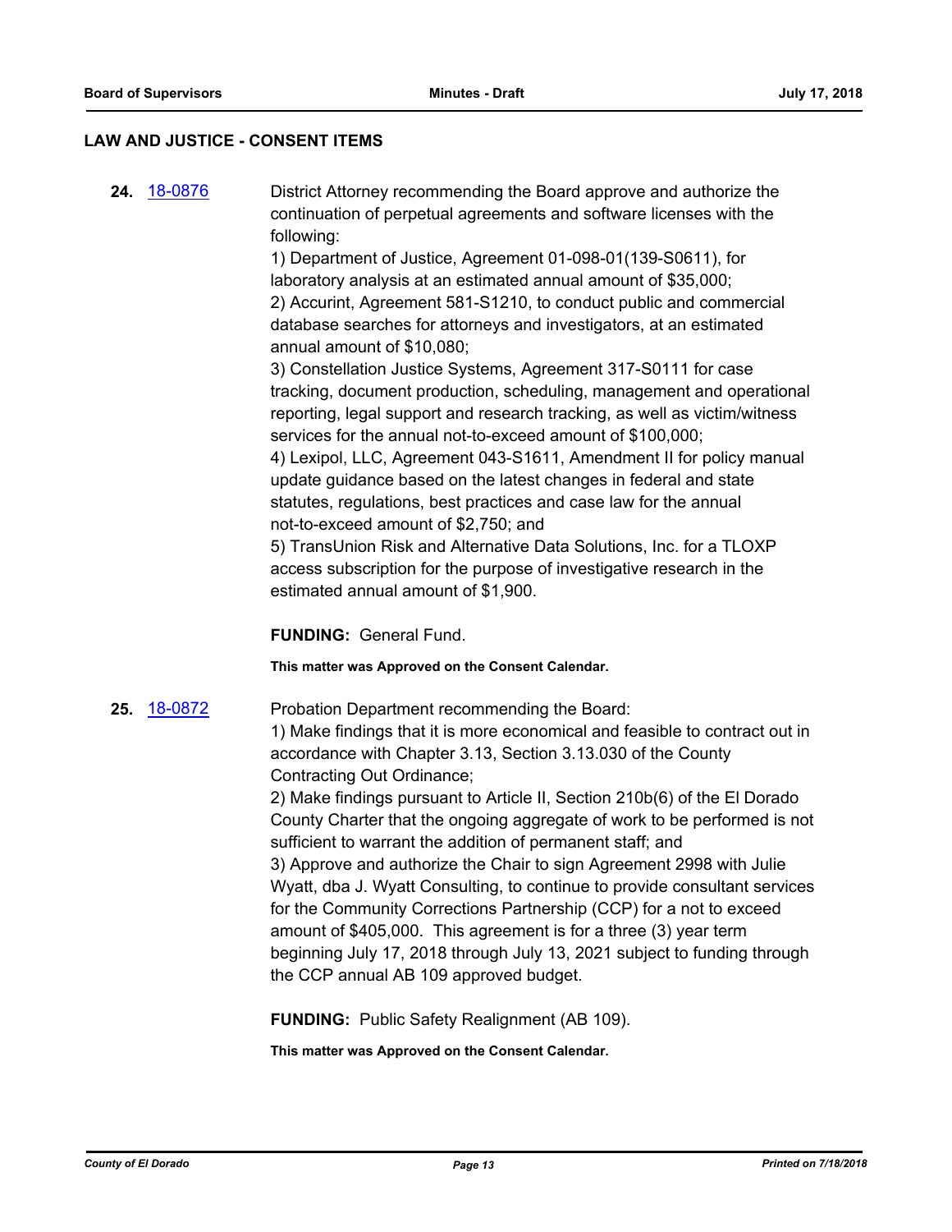## LAW AND JUSTICE - CONSENT ITEMS

**24.** 18-0876 District Attorney recommending the Board approve and authorize the continuation of perpetual agreements and software licenses with the following:

1) Department of Justice, Agreement 01-098-01(139-S0611), for laboratory analysis at an estimated annual amount of $35,000;
2) Accurint, Agreement 581-S1210, to conduct public and commercial database searches for attorneys and investigators, at an estimated annual amount of $10,080;
3) Constellation Justice Systems, Agreement 317-S0111 for case tracking, document production, scheduling, management and operational reporting, legal support and research tracking, as well as victim/witness services for the annual not-to-exceed amount of $100,000;
4) Lexipol, LLC, Agreement 043-S1611, Amendment II for policy manual update guidance based on the latest changes in federal and state statutes, regulations, best practices and case law for the annual not-to-exceed amount of $2,750; and
5) TransUnion Risk and Alternative Data Solutions, Inc. for a TLOXP access subscription for the purpose of investigative research in the estimated annual amount of $1,900.

**FUNDING:** General Fund.

**This matter was Approved on the Consent Calendar.**

**25.** 18-0872 Probation Department recommending the Board:

1) Make findings that it is more economical and feasible to contract out in accordance with Chapter 3.13, Section 3.13.030 of the County Contracting Out Ordinance;
2) Make findings pursuant to Article II, Section 210b(6) of the El Dorado County Charter that the ongoing aggregate of work to be performed is not sufficient to warrant the addition of permanent staff; and
3) Approve and authorize the Chair to sign Agreement 2998 with Julie Wyatt, dba J. Wyatt Consulting, to continue to provide consultant services for the Community Corrections Partnership (CCP) for a not to exceed amount of $405,000. This agreement is for a three (3) year term beginning July 17, 2018 through July 13, 2021 subject to funding through the CCP annual AB 109 approved budget.

**FUNDING:** Public Safety Realignment (AB 109).

**This matter was Approved on the Consent Calendar.**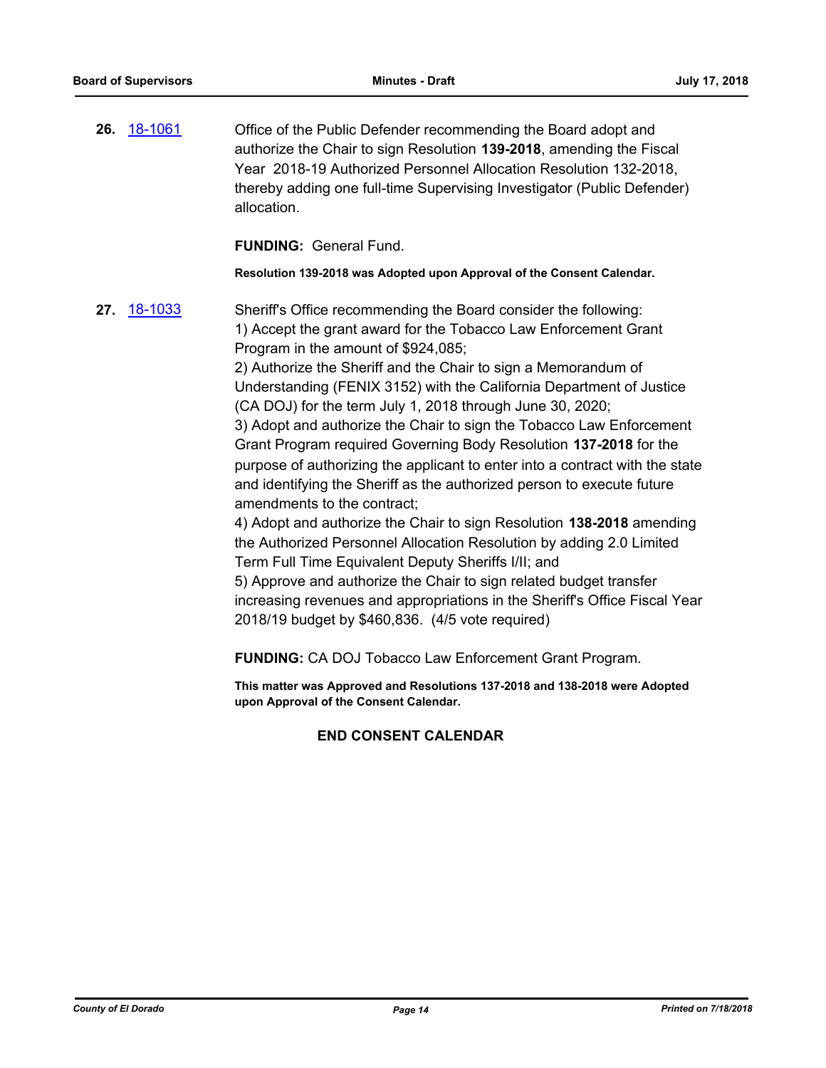**26.** [18-1061](18-1061)

Office of the Public Defender recommending the Board adopt and authorize the Chair to sign Resolution **139-2018**, amending the Fiscal Year 2018-19 Authorized Personnel Allocation Resolution 132-2018, thereby adding one full-time Supervising Investigator (Public Defender) allocation.

**FUNDING:** General Fund.

**Resolution 139-2018 was Adopted upon Approval of the Consent Calendar.**

**27.** [18-1033](18-1033)

Sheriff's Office recommending the Board consider the following:
1) Accept the grant award for the Tobacco Law Enforcement Grant Program in the amount of $924,085;
2) Authorize the Sheriff and the Chair to sign a Memorandum of Understanding (FENIX 3152) with the California Department of Justice (CA DOJ) for the term July 1, 2018 through June 30, 2020;
3) Adopt and authorize the Chair to sign the Tobacco Law Enforcement Grant Program required Governing Body Resolution **137-2018** for the purpose of authorizing the applicant to enter into a contract with the state and identifying the Sheriff as the authorized person to execute future amendments to the contract;
4) Adopt and authorize the Chair to sign Resolution **138-2018** amending the Authorized Personnel Allocation Resolution by adding 2.0 Limited Term Full Time Equivalent Deputy Sheriffs I/II; and
5) Approve and authorize the Chair to sign related budget transfer increasing revenues and appropriations in the Sheriff's Office Fiscal Year 2018/19 budget by $460,836. (4/5 vote required)

**FUNDING:** CA DOJ Tobacco Law Enforcement Grant Program.

**This matter was Approved and Resolutions 137-2018 and 138-2018 were Adopted upon Approval of the Consent Calendar.**

**END CONSENT CALENDAR**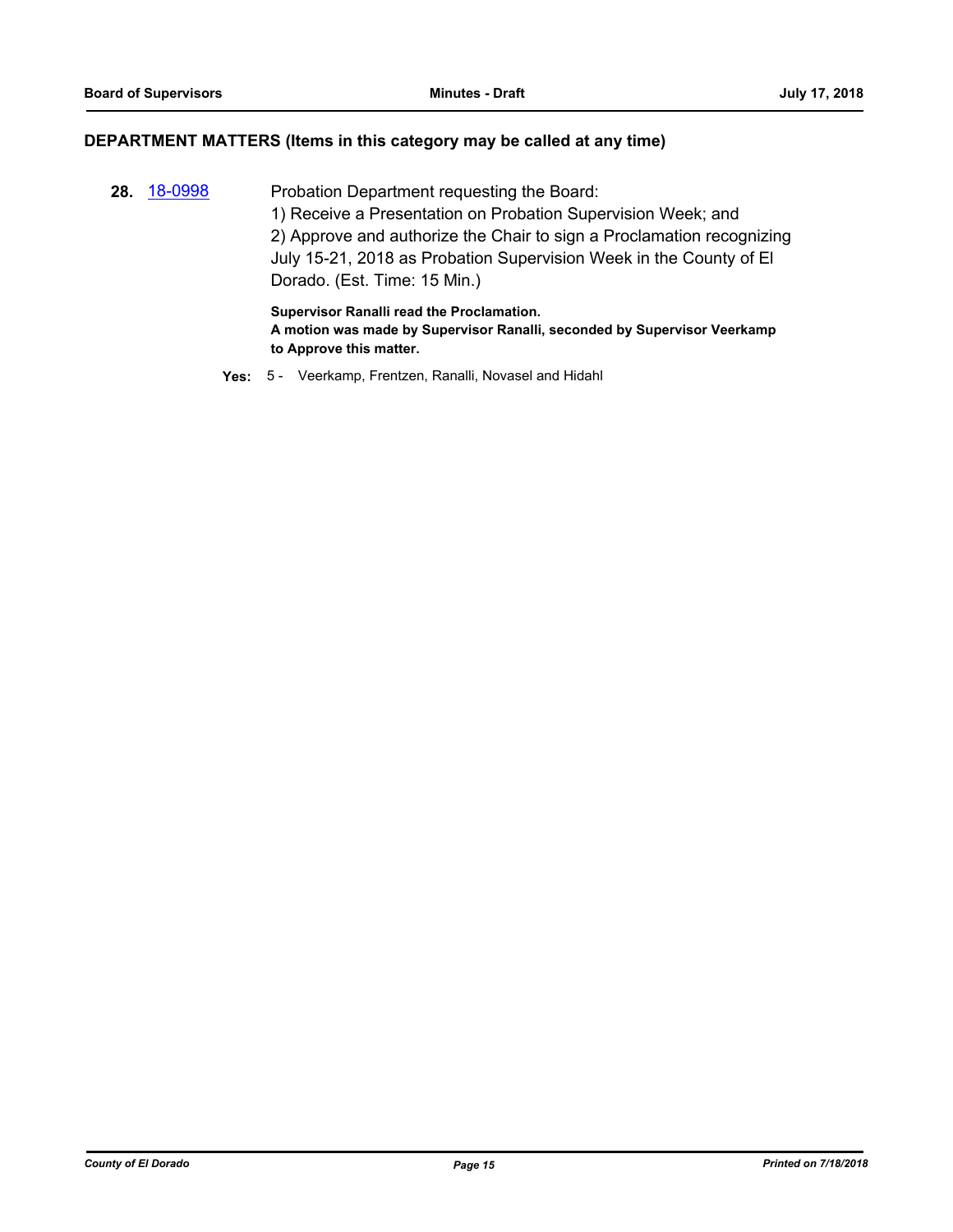## DEPARTMENT MATTERS (Items in this category may be called at any time)

**28.** 18-0998 Probation Department requesting the Board:
1) Receive a Presentation on Probation Supervision Week; and
2) Approve and authorize the Chair to sign a Proclamation recognizing July 15-21, 2018 as Probation Supervision Week in the County of El Dorado. (Est. Time: 15 Min.)

**Supervisor Ranalli read the Proclamation.**
**A motion was made by Supervisor Ranalli, seconded by Supervisor Veerkamp to Approve this matter.**

**Yes:** 5 - Veerkamp, Frentzen, Ranalli, Novasel and Hidahl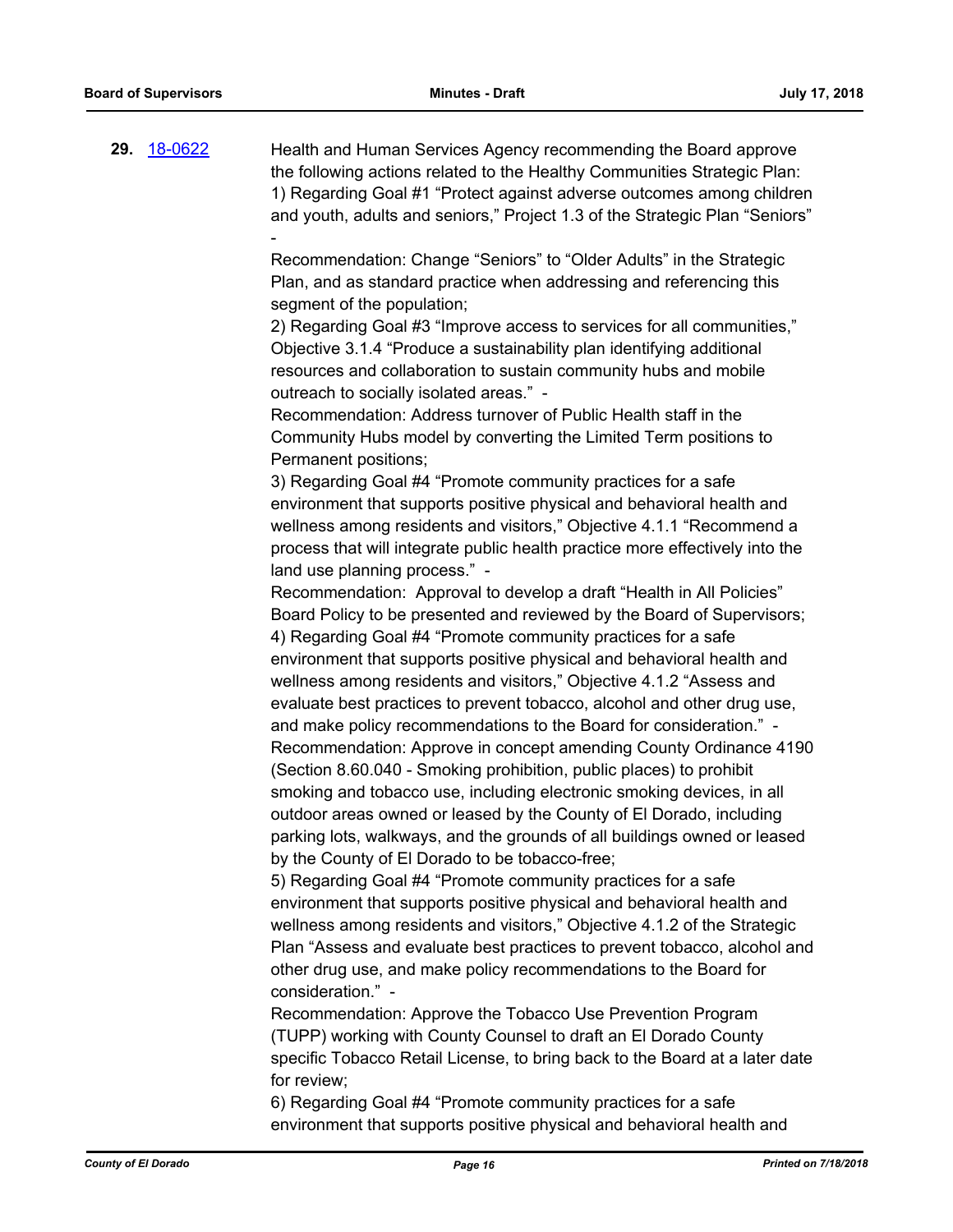**29.** [18-0622](18-0622)

Health and Human Services Agency recommending the Board approve the following actions related to the Healthy Communities Strategic Plan:
1) Regarding Goal #1 "Protect against adverse outcomes among children and youth, adults and seniors," Project 1.3 of the Strategic Plan "Seniors" -
Recommendation: Change "Seniors" to "Older Adults" in the Strategic Plan, and as standard practice when addressing and referencing this segment of the population;
2) Regarding Goal #3 "Improve access to services for all communities," Objective 3.1.4 "Produce a sustainability plan identifying additional resources and collaboration to sustain community hubs and mobile outreach to socially isolated areas." -
Recommendation: Address turnover of Public Health staff in the Community Hubs model by converting the Limited Term positions to Permanent positions;
3) Regarding Goal #4 "Promote community practices for a safe environment that supports positive physical and behavioral health and wellness among residents and visitors," Objective 4.1.1 "Recommend a process that will integrate public health practice more effectively into the land use planning process." -
Recommendation: Approval to develop a draft "Health in All Policies" Board Policy to be presented and reviewed by the Board of Supervisors;
4) Regarding Goal #4 "Promote community practices for a safe environment that supports positive physical and behavioral health and wellness among residents and visitors," Objective 4.1.2 "Assess and evaluate best practices to prevent tobacco, alcohol and other drug use, and make policy recommendations to the Board for consideration." -
Recommendation: Approve in concept amending County Ordinance 4190 (Section 8.60.040 - Smoking prohibition, public places) to prohibit smoking and tobacco use, including electronic smoking devices, in all outdoor areas owned or leased by the County of El Dorado, including parking lots, walkways, and the grounds of all buildings owned or leased by the County of El Dorado to be tobacco-free;
5) Regarding Goal #4 "Promote community practices for a safe environment that supports positive physical and behavioral health and wellness among residents and visitors," Objective 4.1.2 of the Strategic Plan "Assess and evaluate best practices to prevent tobacco, alcohol and other drug use, and make policy recommendations to the Board for consideration." -
Recommendation: Approve the Tobacco Use Prevention Program (TUPP) working with County Counsel to draft an El Dorado County specific Tobacco Retail License, to bring back to the Board at a later date for review;
6) Regarding Goal #4 "Promote community practices for a safe environment that supports positive physical and behavioral health and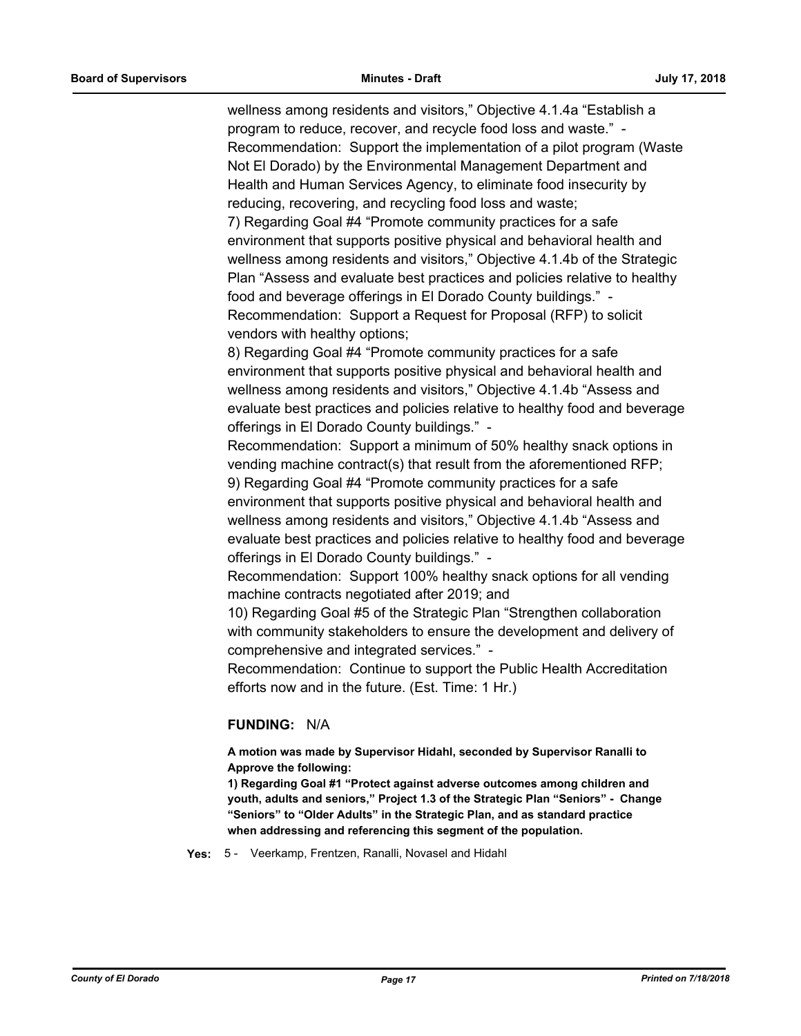wellness among residents and visitors," Objective 4.1.4a "Establish a program to reduce, recover, and recycle food loss and waste." - Recommendation: Support the implementation of a pilot program (Waste Not El Dorado) by the Environmental Management Department and Health and Human Services Agency, to eliminate food insecurity by reducing, recovering, and recycling food loss and waste;

7) Regarding Goal #4 "Promote community practices for a safe environment that supports positive physical and behavioral health and wellness among residents and visitors," Objective 4.1.4b of the Strategic Plan "Assess and evaluate best practices and policies relative to healthy food and beverage offerings in El Dorado County buildings." - Recommendation: Support a Request for Proposal (RFP) to solicit vendors with healthy options;

8) Regarding Goal #4 "Promote community practices for a safe environment that supports positive physical and behavioral health and wellness among residents and visitors," Objective 4.1.4b "Assess and evaluate best practices and policies relative to healthy food and beverage offerings in El Dorado County buildings." -

Recommendation: Support a minimum of 50% healthy snack options in vending machine contract(s) that result from the aforementioned RFP;

9) Regarding Goal #4 "Promote community practices for a safe environment that supports positive physical and behavioral health and wellness among residents and visitors," Objective 4.1.4b "Assess and evaluate best practices and policies relative to healthy food and beverage offerings in El Dorado County buildings." -

Recommendation: Support 100% healthy snack options for all vending machine contracts negotiated after 2019; and

10) Regarding Goal #5 of the Strategic Plan "Strengthen collaboration with community stakeholders to ensure the development and delivery of comprehensive and integrated services." -

Recommendation: Continue to support the Public Health Accreditation efforts now and in the future. (Est. Time: 1 Hr.)

**FUNDING:** N/A

**A motion was made by Supervisor Hidahl, seconded by Supervisor Ranalli to Approve the following:**

**1) Regarding Goal #1 "Protect against adverse outcomes among children and youth, adults and seniors," Project 1.3 of the Strategic Plan "Seniors" - Change "Seniors" to "Older Adults" in the Strategic Plan, and as standard practice when addressing and referencing this segment of the population.**

**Yes:** 5 - Veerkamp, Frentzen, Ranalli, Novasel and Hidahl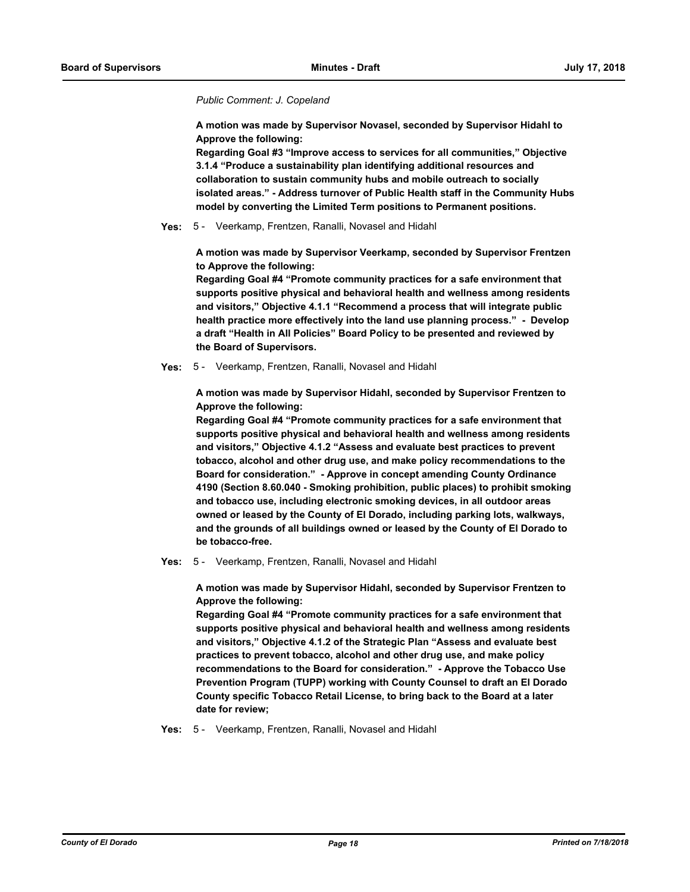*Public Comment: J. Copeland*

**A motion was made by Supervisor Novasel, seconded by Supervisor Hidahl to Approve the following:**
**Regarding Goal #3 "Improve access to services for all communities," Objective 3.1.4 "Produce a sustainability plan identifying additional resources and collaboration to sustain community hubs and mobile outreach to socially isolated areas." - Address turnover of Public Health staff in the Community Hubs model by converting the Limited Term positions to Permanent positions.**

**Yes:** 5 - Veerkamp, Frentzen, Ranalli, Novasel and Hidahl

**A motion was made by Supervisor Veerkamp, seconded by Supervisor Frentzen to Approve the following:**
**Regarding Goal #4 "Promote community practices for a safe environment that supports positive physical and behavioral health and wellness among residents and visitors," Objective 4.1.1 "Recommend a process that will integrate public health practice more effectively into the land use planning process." - Develop a draft "Health in All Policies" Board Policy to be presented and reviewed by the Board of Supervisors.**

**Yes:** 5 - Veerkamp, Frentzen, Ranalli, Novasel and Hidahl

**A motion was made by Supervisor Hidahl, seconded by Supervisor Frentzen to Approve the following:**
**Regarding Goal #4 "Promote community practices for a safe environment that supports positive physical and behavioral health and wellness among residents and visitors," Objective 4.1.2 "Assess and evaluate best practices to prevent tobacco, alcohol and other drug use, and make policy recommendations to the Board for consideration." - Approve in concept amending County Ordinance 4190 (Section 8.60.040 - Smoking prohibition, public places) to prohibit smoking and tobacco use, including electronic smoking devices, in all outdoor areas owned or leased by the County of El Dorado, including parking lots, walkways, and the grounds of all buildings owned or leased by the County of El Dorado to be tobacco-free.**

**Yes:** 5 - Veerkamp, Frentzen, Ranalli, Novasel and Hidahl

**A motion was made by Supervisor Hidahl, seconded by Supervisor Frentzen to Approve the following:**
**Regarding Goal #4 "Promote community practices for a safe environment that supports positive physical and behavioral health and wellness among residents and visitors," Objective 4.1.2 of the Strategic Plan "Assess and evaluate best practices to prevent tobacco, alcohol and other drug use, and make policy recommendations to the Board for consideration." - Approve the Tobacco Use Prevention Program (TUPP) working with County Counsel to draft an El Dorado County specific Tobacco Retail License, to bring back to the Board at a later date for review;**

**Yes:** 5 - Veerkamp, Frentzen, Ranalli, Novasel and Hidahl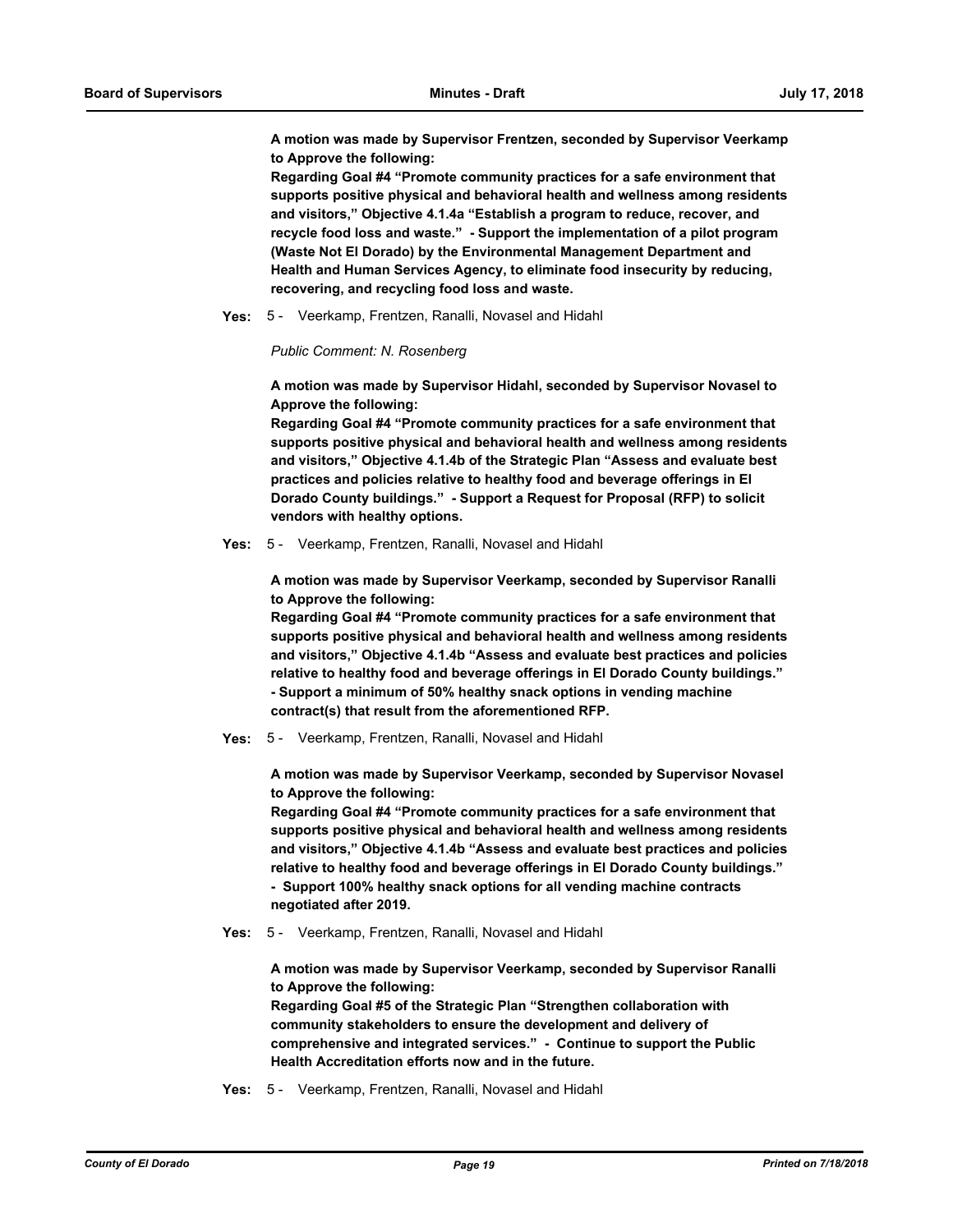**A motion was made by Supervisor Frentzen, seconded by Supervisor Veerkamp to Approve the following:**
**Regarding Goal #4 "Promote community practices for a safe environment that supports positive physical and behavioral health and wellness among residents and visitors," Objective 4.1.4a "Establish a program to reduce, recover, and recycle food loss and waste." - Support the implementation of a pilot program (Waste Not El Dorado) by the Environmental Management Department and Health and Human Services Agency, to eliminate food insecurity by reducing, recovering, and recycling food loss and waste.**

**Yes:** 5 - Veerkamp, Frentzen, Ranalli, Novasel and Hidahl

*Public Comment: N. Rosenberg*

**A motion was made by Supervisor Hidahl, seconded by Supervisor Novasel to Approve the following:**
**Regarding Goal #4 "Promote community practices for a safe environment that supports positive physical and behavioral health and wellness among residents and visitors," Objective 4.1.4b of the Strategic Plan "Assess and evaluate best practices and policies relative to healthy food and beverage offerings in El Dorado County buildings." - Support a Request for Proposal (RFP) to solicit vendors with healthy options.**

**Yes:** 5 - Veerkamp, Frentzen, Ranalli, Novasel and Hidahl

**A motion was made by Supervisor Veerkamp, seconded by Supervisor Ranalli to Approve the following:**
**Regarding Goal #4 "Promote community practices for a safe environment that supports positive physical and behavioral health and wellness among residents and visitors," Objective 4.1.4b "Assess and evaluate best practices and policies relative to healthy food and beverage offerings in El Dorado County buildings." - Support a minimum of 50% healthy snack options in vending machine contract(s) that result from the aforementioned RFP.**

**Yes:** 5 - Veerkamp, Frentzen, Ranalli, Novasel and Hidahl

**A motion was made by Supervisor Veerkamp, seconded by Supervisor Novasel to Approve the following:**
**Regarding Goal #4 "Promote community practices for a safe environment that supports positive physical and behavioral health and wellness among residents and visitors," Objective 4.1.4b "Assess and evaluate best practices and policies relative to healthy food and beverage offerings in El Dorado County buildings." - Support 100% healthy snack options for all vending machine contracts negotiated after 2019.**

**Yes:** 5 - Veerkamp, Frentzen, Ranalli, Novasel and Hidahl

**A motion was made by Supervisor Veerkamp, seconded by Supervisor Ranalli to Approve the following:**
**Regarding Goal #5 of the Strategic Plan "Strengthen collaboration with community stakeholders to ensure the development and delivery of comprehensive and integrated services." - Continue to support the Public Health Accreditation efforts now and in the future.**

**Yes:** 5 - Veerkamp, Frentzen, Ranalli, Novasel and Hidahl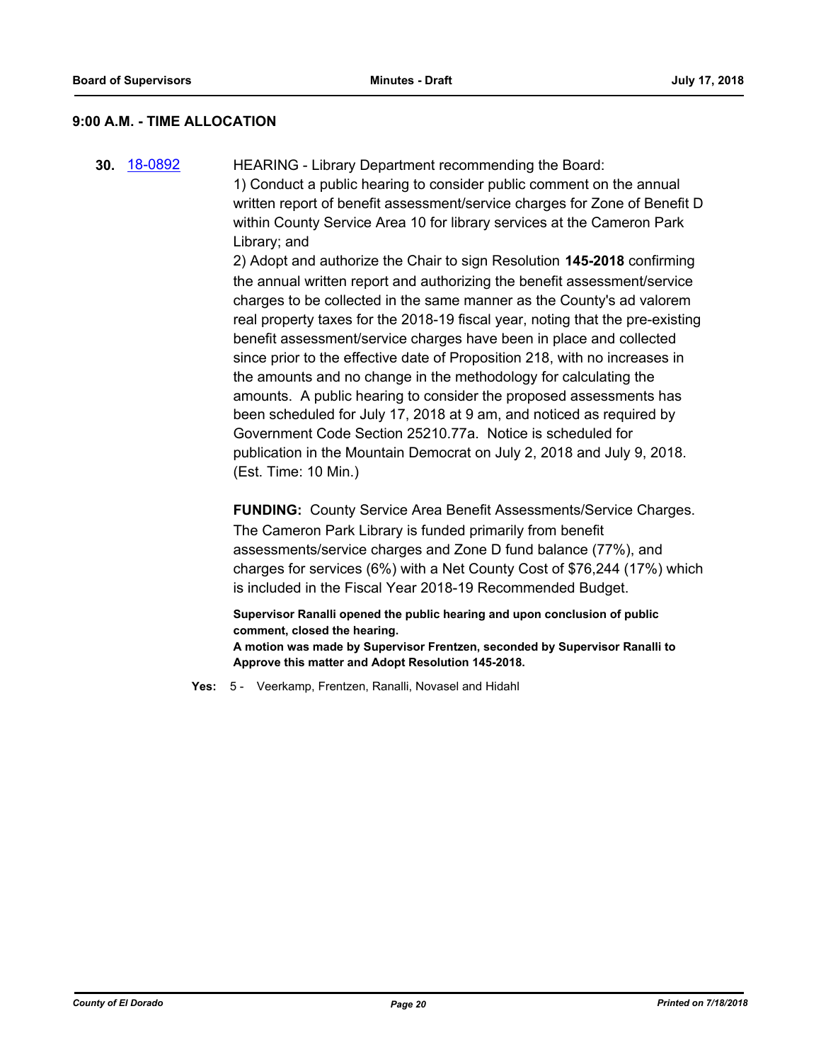### 9:00 A.M. - TIME ALLOCATION

**30.** [18-0892](18-0892) HEARING - Library Department recommending the Board:

1) Conduct a public hearing to consider public comment on the annual written report of benefit assessment/service charges for Zone of Benefit D within County Service Area 10 for library services at the Cameron Park Library; and

2) Adopt and authorize the Chair to sign Resolution **145-2018** confirming the annual written report and authorizing the benefit assessment/service charges to be collected in the same manner as the County's ad valorem real property taxes for the 2018-19 fiscal year, noting that the pre-existing benefit assessment/service charges have been in place and collected since prior to the effective date of Proposition 218, with no increases in the amounts and no change in the methodology for calculating the amounts. A public hearing to consider the proposed assessments has been scheduled for July 17, 2018 at 9 am, and noticed as required by Government Code Section 25210.77a. Notice is scheduled for publication in the Mountain Democrat on July 2, 2018 and July 9, 2018. (Est. Time: 10 Min.)

**FUNDING:** County Service Area Benefit Assessments/Service Charges. The Cameron Park Library is funded primarily from benefit assessments/service charges and Zone D fund balance (77%), and charges for services (6%) with a Net County Cost of $76,244 (17%) which is included in the Fiscal Year 2018-19 Recommended Budget.

**Supervisor Ranalli opened the public hearing and upon conclusion of public comment, closed the hearing.**
**A motion was made by Supervisor Frentzen, seconded by Supervisor Ranalli to Approve this matter and Adopt Resolution 145-2018.**

**Yes:** 5 - Veerkamp, Frentzen, Ranalli, Novasel and Hidahl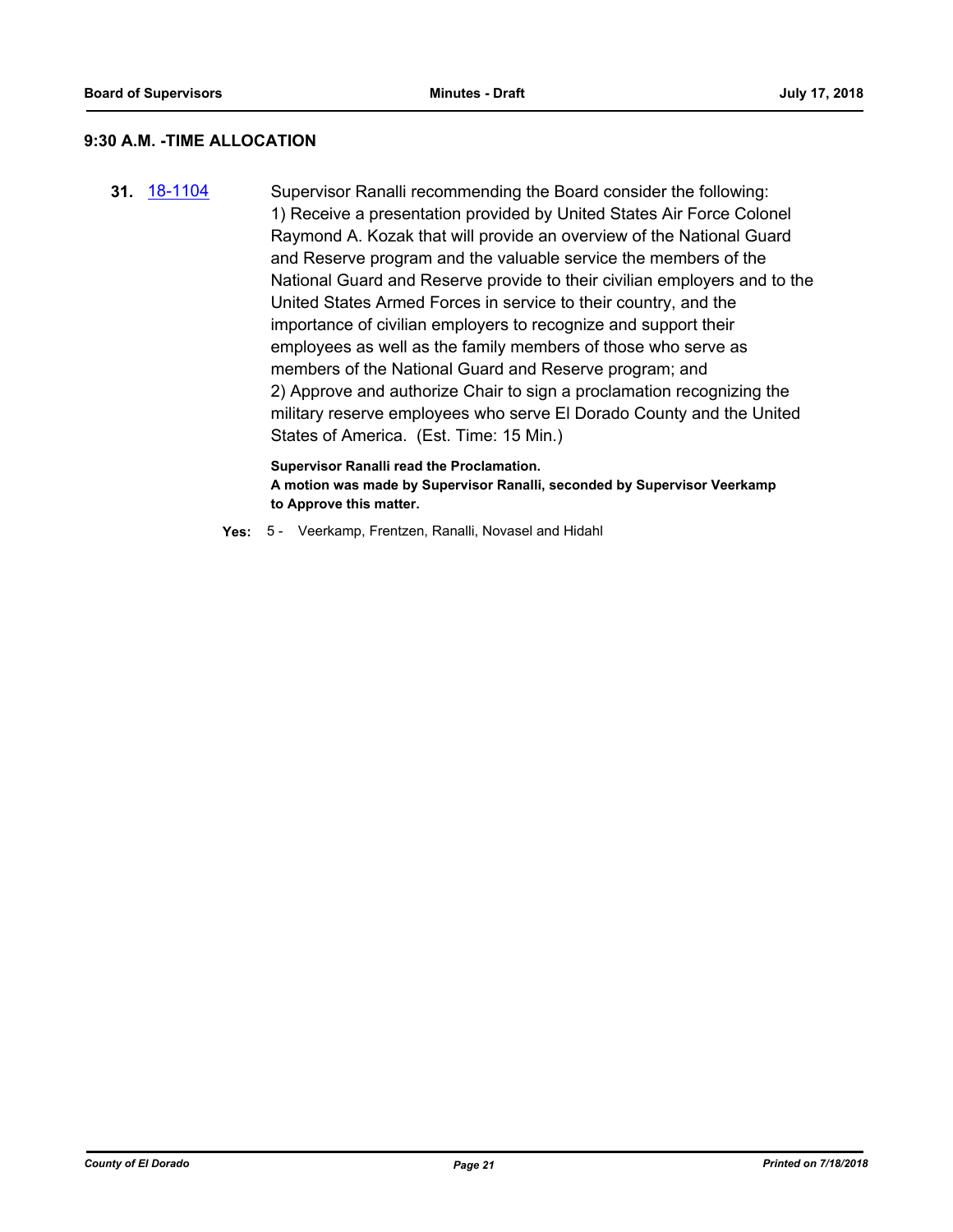## 9:30 A.M. -TIME ALLOCATION

**31.** 18-1104

Supervisor Ranalli recommending the Board consider the following:
1) Receive a presentation provided by United States Air Force Colonel Raymond A. Kozak that will provide an overview of the National Guard and Reserve program and the valuable service the members of the National Guard and Reserve provide to their civilian employers and to the United States Armed Forces in service to their country, and the importance of civilian employers to recognize and support their employees as well as the family members of those who serve as members of the National Guard and Reserve program; and
2) Approve and authorize Chair to sign a proclamation recognizing the military reserve employees who serve El Dorado County and the United States of America. (Est. Time: 15 Min.)

**Supervisor Ranalli read the Proclamation.**
**A motion was made by Supervisor Ranalli, seconded by Supervisor Veerkamp to Approve this matter.**

**Yes:** 5 - Veerkamp, Frentzen, Ranalli, Novasel and Hidahl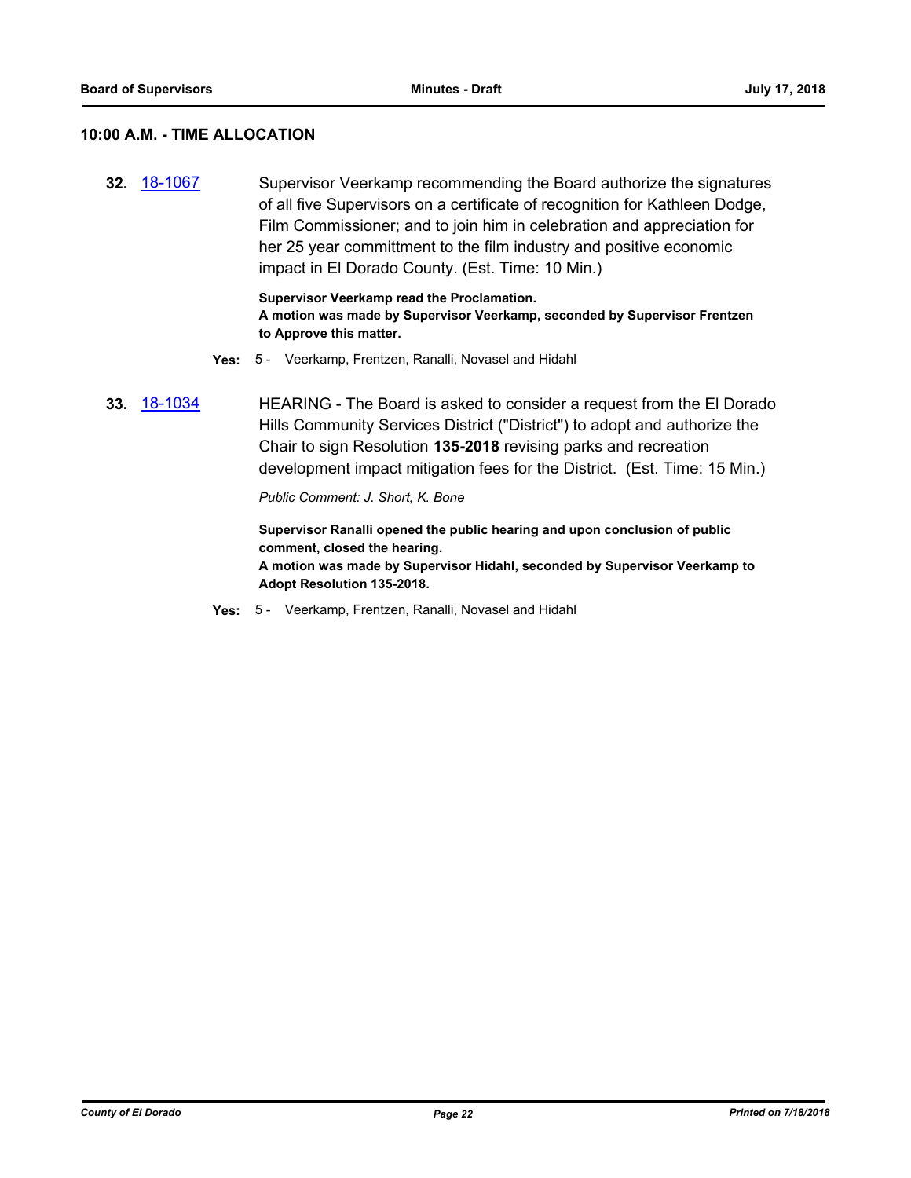## 10:00 A.M. - TIME ALLOCATION

**32.** [18-1067](18-1067) Supervisor Veerkamp recommending the Board authorize the signatures of all five Supervisors on a certificate of recognition for Kathleen Dodge, Film Commissioner; and to join him in celebration and appreciation for her 25 year committment to the film industry and positive economic impact in El Dorado County. (Est. Time: 10 Min.)

**Supervisor Veerkamp read the Proclamation.**
**A motion was made by Supervisor Veerkamp, seconded by Supervisor Frentzen to Approve this matter.**

**Yes:** 5 - Veerkamp, Frentzen, Ranalli, Novasel and Hidahl

**33.** [18-1034](18-1034) HEARING - The Board is asked to consider a request from the El Dorado Hills Community Services District ("District") to adopt and authorize the Chair to sign Resolution **135-2018** revising parks and recreation development impact mitigation fees for the District. (Est. Time: 15 Min.)

*Public Comment: J. Short, K. Bone*

**Supervisor Ranalli opened the public hearing and upon conclusion of public comment, closed the hearing.**
**A motion was made by Supervisor Hidahl, seconded by Supervisor Veerkamp to Adopt Resolution 135-2018.**

**Yes:** 5 - Veerkamp, Frentzen, Ranalli, Novasel and Hidahl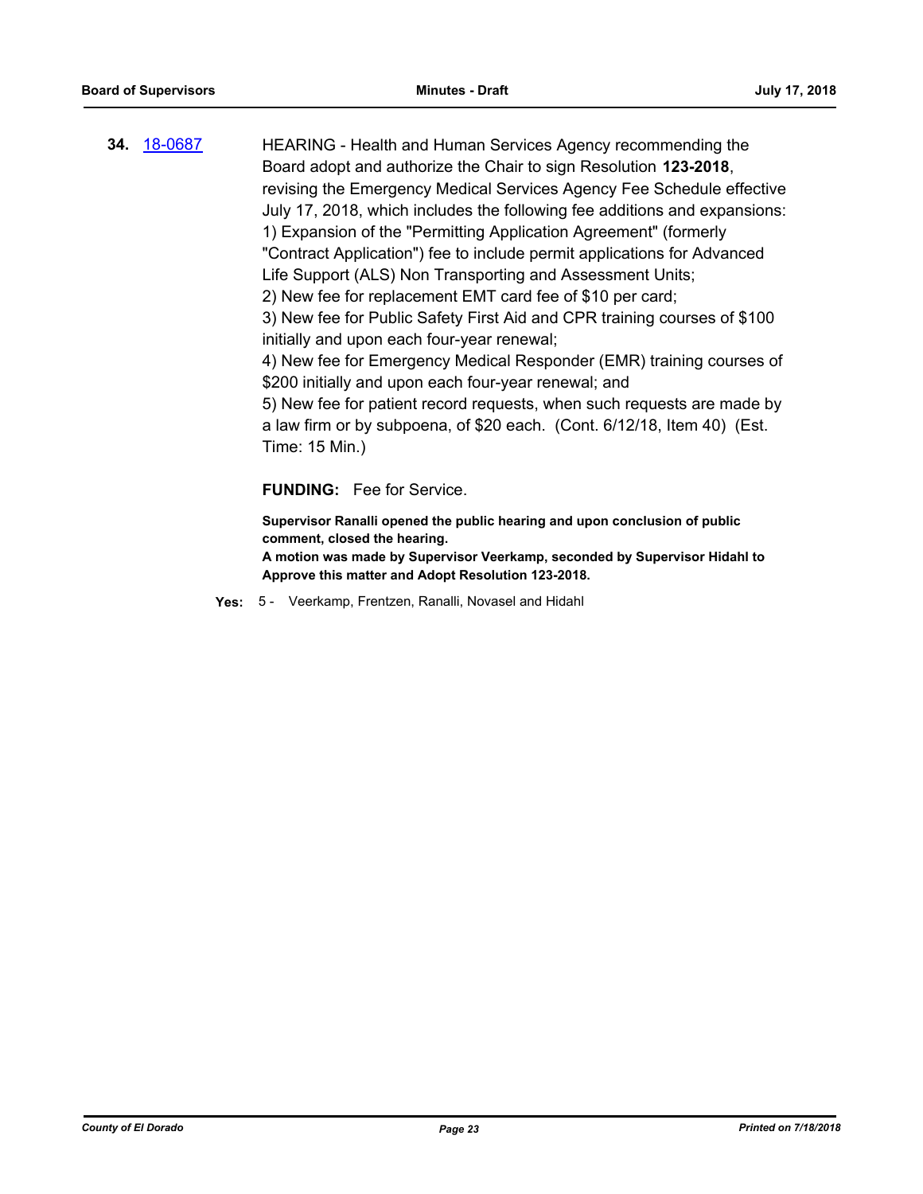**34.** [18-0687](18-0687)

HEARING - Health and Human Services Agency recommending the Board adopt and authorize the Chair to sign Resolution **123-2018**, revising the Emergency Medical Services Agency Fee Schedule effective July 17, 2018, which includes the following fee additions and expansions:
1) Expansion of the "Permitting Application Agreement" (formerly "Contract Application") fee to include permit applications for Advanced Life Support (ALS) Non Transporting and Assessment Units;
2) New fee for replacement EMT card fee of $10 per card;
3) New fee for Public Safety First Aid and CPR training courses of $100 initially and upon each four-year renewal;
4) New fee for Emergency Medical Responder (EMR) training courses of $200 initially and upon each four-year renewal; and
5) New fee for patient record requests, when such requests are made by a law firm or by subpoena, of $20 each. (Cont. 6/12/18, Item 40) (Est. Time: 15 Min.)

**FUNDING:** Fee for Service.

**Supervisor Ranalli opened the public hearing and upon conclusion of public comment, closed the hearing.**
**A motion was made by Supervisor Veerkamp, seconded by Supervisor Hidahl to Approve this matter and Adopt Resolution 123-2018.**

**Yes:** 5 - Veerkamp, Frentzen, Ranalli, Novasel and Hidahl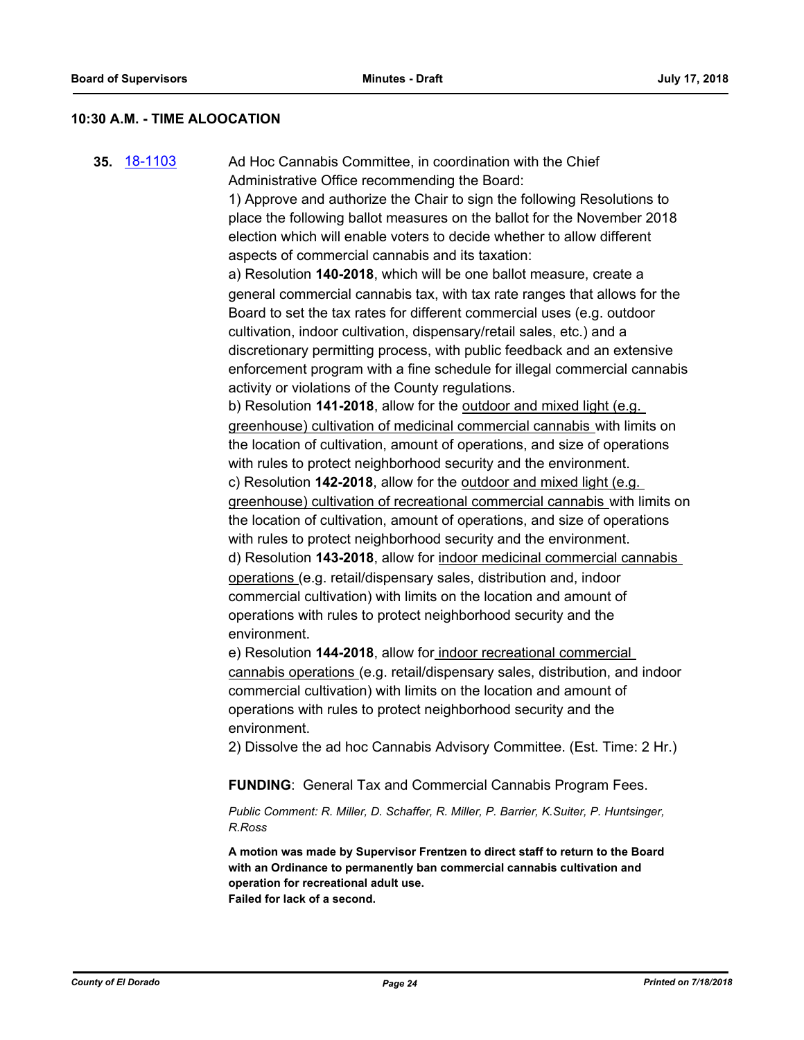## 10:30 A.M. - TIME ALOOCATION

**35.** [18-1103](18-1103) Ad Hoc Cannabis Committee, in coordination with the Chief Administrative Office recommending the Board:

1) Approve and authorize the Chair to sign the following Resolutions to place the following ballot measures on the ballot for the November 2018 election which will enable voters to decide whether to allow different aspects of commercial cannabis and its taxation:

a) Resolution **140-2018**, which will be one ballot measure, create a general commercial cannabis tax, with tax rate ranges that allows for the Board to set the tax rates for different commercial uses (e.g. outdoor cultivation, indoor cultivation, dispensary/retail sales, etc.) and a discretionary permitting process, with public feedback and an extensive enforcement program with a fine schedule for illegal commercial cannabis activity or violations of the County regulations.

b) Resolution **141-2018**, allow for the <u>outdoor and mixed light (e.g. greenhouse) cultivation of medicinal commercial cannabis</u> with limits on the location of cultivation, amount of operations, and size of operations with rules to protect neighborhood security and the environment.

c) Resolution **142-2018**, allow for the <u>outdoor and mixed light (e.g. greenhouse) cultivation of recreational commercial cannabis</u> with limits on the location of cultivation, amount of operations, and size of operations with rules to protect neighborhood security and the environment.

d) Resolution **143-2018**, allow for <u>indoor medicinal commercial cannabis operations</u> (e.g. retail/dispensary sales, distribution and, indoor commercial cultivation) with limits on the location and amount of operations with rules to protect neighborhood security and the environment.

e) Resolution **144-2018**, allow for <u>indoor recreational commercial cannabis operations</u> (e.g. retail/dispensary sales, distribution, and indoor commercial cultivation) with limits on the location and amount of operations with rules to protect neighborhood security and the environment.

2) Dissolve the ad hoc Cannabis Advisory Committee. (Est. Time: 2 Hr.)

**FUNDING**: General Tax and Commercial Cannabis Program Fees.

*Public Comment: R. Miller, D. Schaffer, R. Miller, P. Barrier, K.Suiter, P. Huntsinger, R.Ross*

**A motion was made by Supervisor Frentzen to direct staff to return to the Board with an Ordinance to permanently ban commercial cannabis cultivation and operation for recreational adult use.**
**Failed for lack of a second.**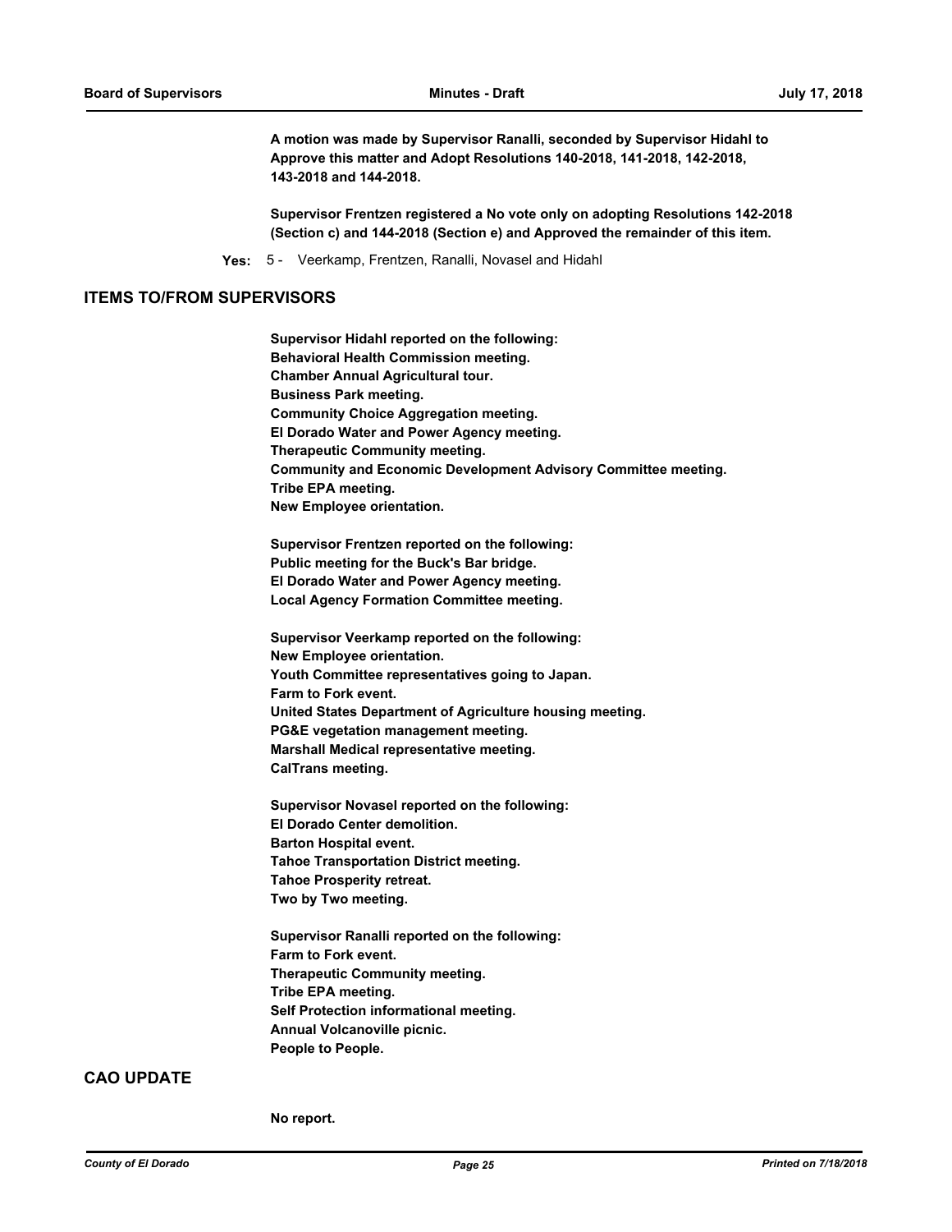**A motion was made by Supervisor Ranalli, seconded by Supervisor Hidahl to Approve this matter and Adopt Resolutions 140-2018, 141-2018, 142-2018, 143-2018 and 144-2018.**

**Supervisor Frentzen registered a No vote only on adopting Resolutions 142-2018 (Section c) and 144-2018 (Section e) and Approved the remainder of this item.**

**Yes:** 5 - Veerkamp, Frentzen, Ranalli, Novasel and Hidahl

## ITEMS TO/FROM SUPERVISORS

**Supervisor Hidahl reported on the following:**
**Behavioral Health Commission meeting.**
**Chamber Annual Agricultural tour.**
**Business Park meeting.**
**Community Choice Aggregation meeting.**
**El Dorado Water and Power Agency meeting.**
**Therapeutic Community meeting.**
**Community and Economic Development Advisory Committee meeting.**
**Tribe EPA meeting.**
**New Employee orientation.**

**Supervisor Frentzen reported on the following:**
**Public meeting for the Buck's Bar bridge.**
**El Dorado Water and Power Agency meeting.**
**Local Agency Formation Committee meeting.**

**Supervisor Veerkamp reported on the following:**
**New Employee orientation.**
**Youth Committee representatives going to Japan.**
**Farm to Fork event.**
**United States Department of Agriculture housing meeting.**
**PG&E vegetation management meeting.**
**Marshall Medical representative meeting.**
**CalTrans meeting.**

**Supervisor Novasel reported on the following:**
**El Dorado Center demolition.**
**Barton Hospital event.**
**Tahoe Transportation District meeting.**
**Tahoe Prosperity retreat.**
**Two by Two meeting.**

**Supervisor Ranalli reported on the following:**
**Farm to Fork event.**
**Therapeutic Community meeting.**
**Tribe EPA meeting.**
**Self Protection informational meeting.**
**Annual Volcanoville picnic.**
**People to People.**

## CAO UPDATE

**No report.**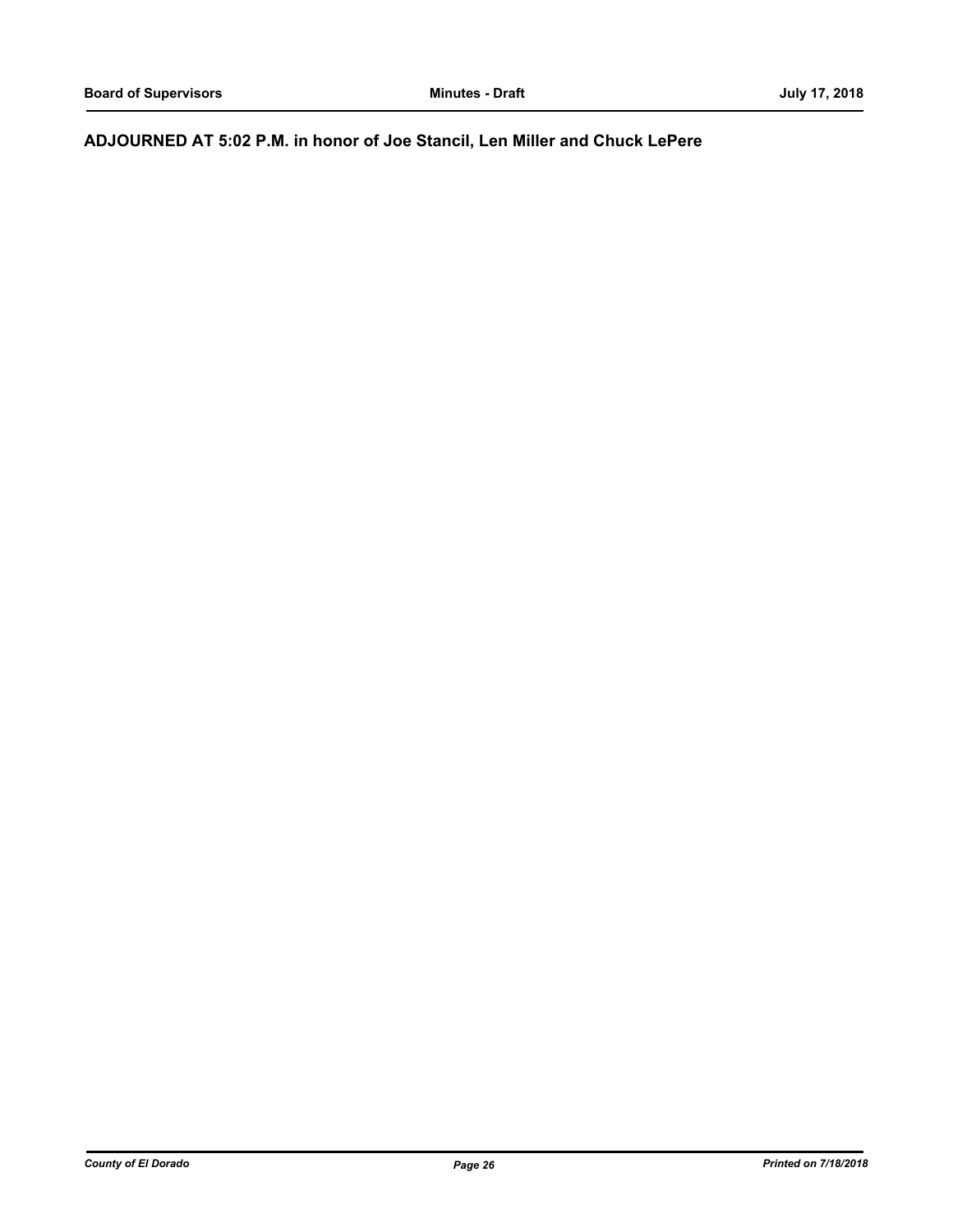**ADJOURNED AT 5:02 P.M. in honor of Joe Stancil, Len Miller and Chuck LePere**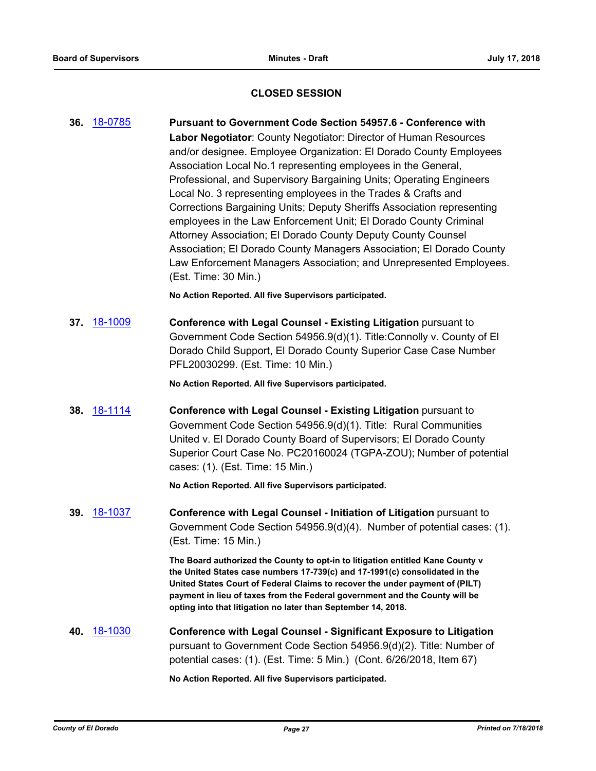## CLOSED SESSION

**36.** 18-0785 **Pursuant to Government Code Section 54957.6 - Conference with Labor Negotiator**: County Negotiator: Director of Human Resources and/or designee. Employee Organization: El Dorado County Employees Association Local No.1 representing employees in the General, Professional, and Supervisory Bargaining Units; Operating Engineers Local No. 3 representing employees in the Trades & Crafts and Corrections Bargaining Units; Deputy Sheriffs Association representing employees in the Law Enforcement Unit; El Dorado County Criminal Attorney Association; El Dorado County Deputy County Counsel Association; El Dorado County Managers Association; El Dorado County Law Enforcement Managers Association; and Unrepresented Employees. (Est. Time: 30 Min.)

**No Action Reported. All five Supervisors participated.**

**37.** 18-1009 **Conference with Legal Counsel - Existing Litigation** pursuant to Government Code Section 54956.9(d)(1). Title:Connolly v. County of El Dorado Child Support, El Dorado County Superior Case Case Number PFL20030299. (Est. Time: 10 Min.)

**No Action Reported. All five Supervisors participated.**

**38.** 18-1114 **Conference with Legal Counsel - Existing Litigation** pursuant to Government Code Section 54956.9(d)(1). Title: Rural Communities United v. El Dorado County Board of Supervisors; El Dorado County Superior Court Case No. PC20160024 (TGPA-ZOU); Number of potential cases: (1). (Est. Time: 15 Min.)

**No Action Reported. All five Supervisors participated.**

**39.** 18-1037 **Conference with Legal Counsel - Initiation of Litigation** pursuant to Government Code Section 54956.9(d)(4). Number of potential cases: (1). (Est. Time: 15 Min.)

**The Board authorized the County to opt-in to litigation entitled Kane County v the United States case numbers 17-739(c) and 17-1991(c) consolidated in the United States Court of Federal Claims to recover the under payment of (PILT) payment in lieu of taxes from the Federal government and the County will be opting into that litigation no later than September 14, 2018.**

**40.** 18-1030 **Conference with Legal Counsel - Significant Exposure to Litigation** pursuant to Government Code Section 54956.9(d)(2). Title: Number of potential cases: (1). (Est. Time: 5 Min.) (Cont. 6/26/2018, Item 67)

**No Action Reported. All five Supervisors participated.**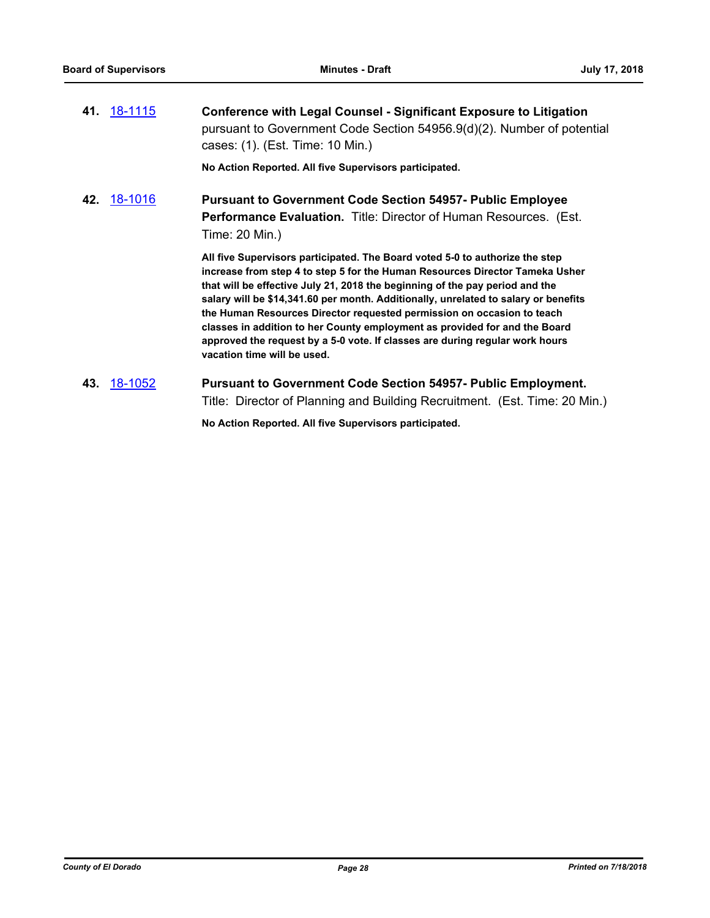**41.** 18-1115 **Conference with Legal Counsel - Significant Exposure to Litigation** pursuant to Government Code Section 54956.9(d)(2). Number of potential cases: (1). (Est. Time: 10 Min.)

**No Action Reported. All five Supervisors participated.**

**42.** 18-1016 **Pursuant to Government Code Section 54957- Public Employee Performance Evaluation.** Title: Director of Human Resources. (Est. Time: 20 Min.)

**All five Supervisors participated. The Board voted 5-0 to authorize the step increase from step 4 to step 5 for the Human Resources Director Tameka Usher that will be effective July 21, 2018 the beginning of the pay period and the salary will be $14,341.60 per month. Additionally, unrelated to salary or benefits the Human Resources Director requested permission on occasion to teach classes in addition to her County employment as provided for and the Board approved the request by a 5-0 vote. If classes are during regular work hours vacation time will be used.**

**43.** 18-1052 **Pursuant to Government Code Section 54957- Public Employment.** Title: Director of Planning and Building Recruitment. (Est. Time: 20 Min.)

**No Action Reported. All five Supervisors participated.**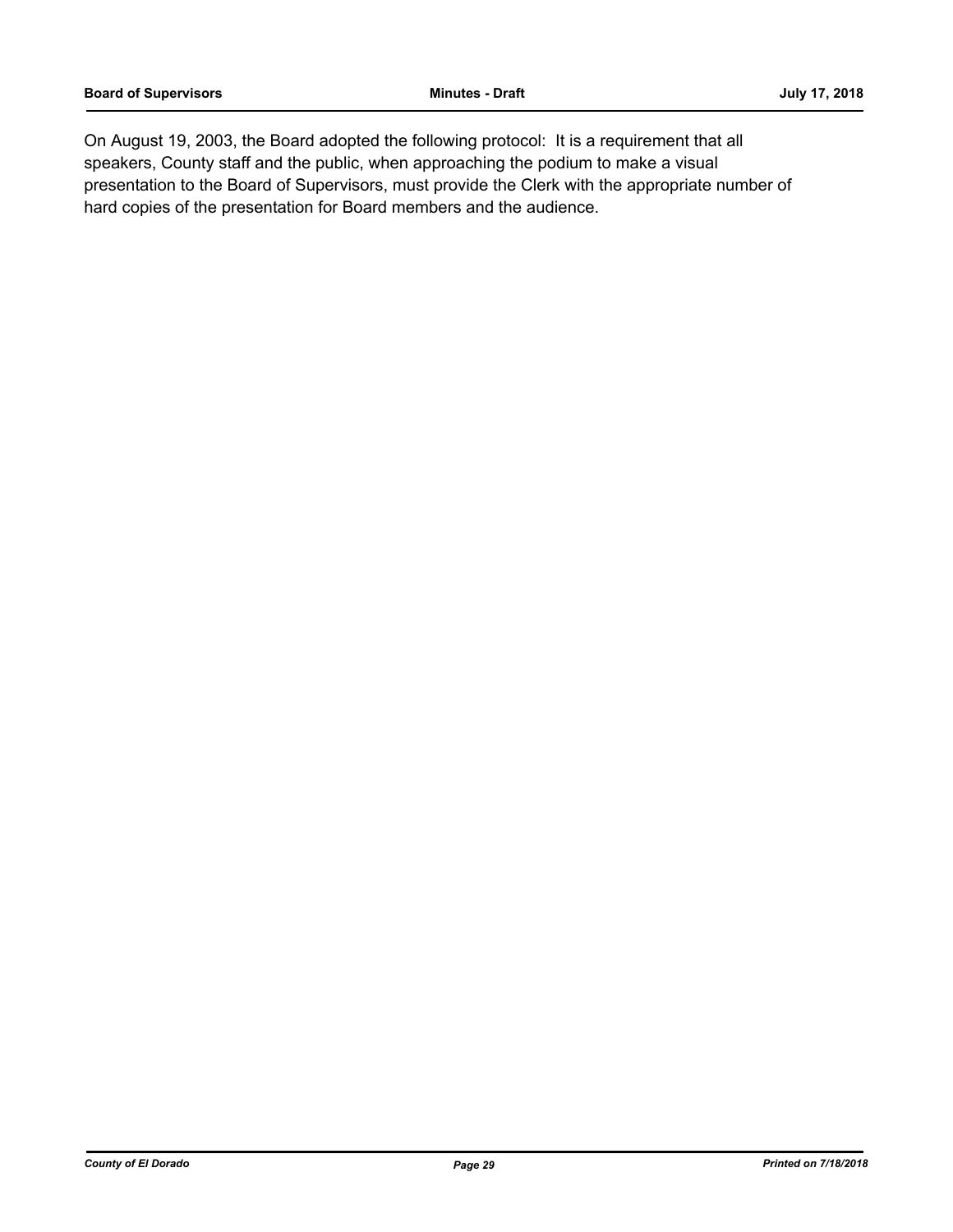On August 19, 2003, the Board adopted the following protocol: It is a requirement that all speakers, County staff and the public, when approaching the podium to make a visual presentation to the Board of Supervisors, must provide the Clerk with the appropriate number of hard copies of the presentation for Board members and the audience.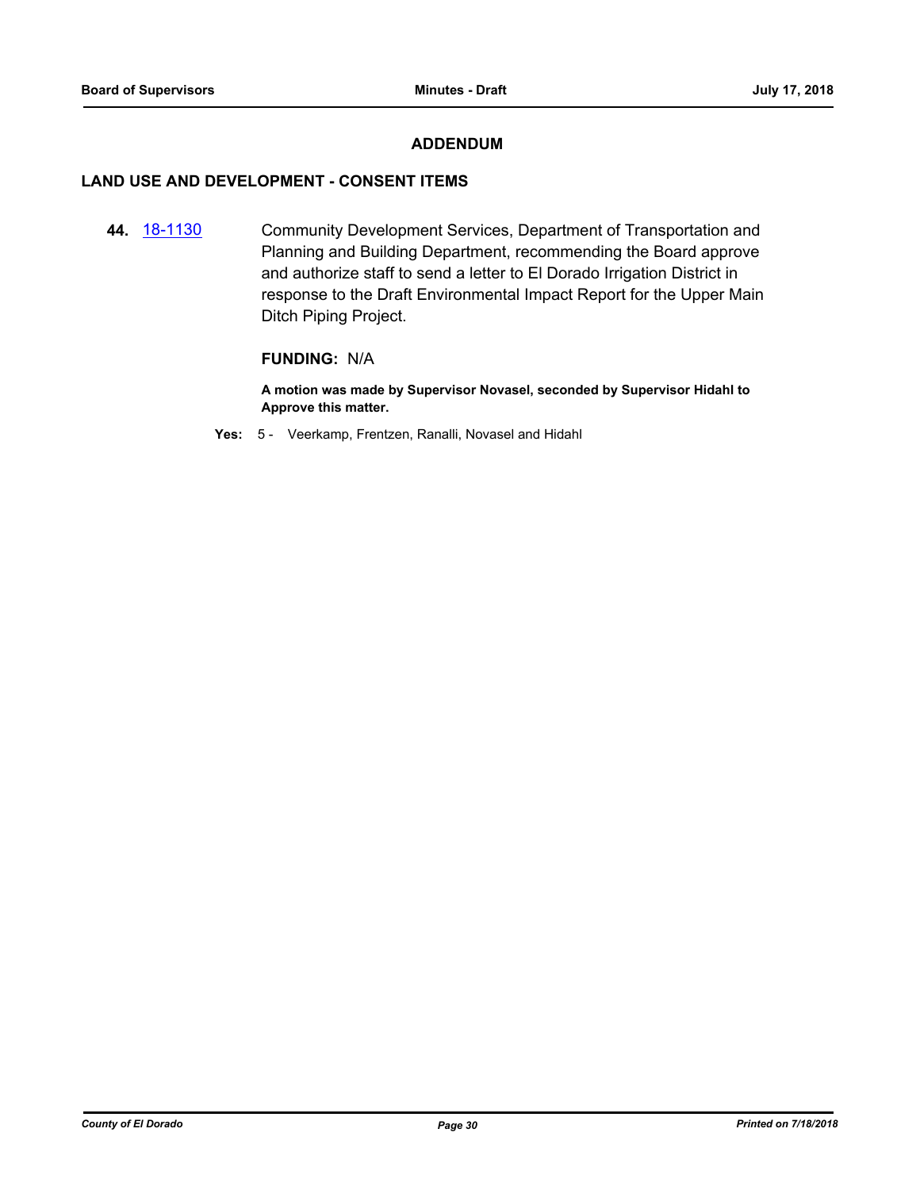## ADDENDUM

### LAND USE AND DEVELOPMENT - CONSENT ITEMS

**44.** 18-1130 Community Development Services, Department of Transportation and Planning and Building Department, recommending the Board approve and authorize staff to send a letter to El Dorado Irrigation District in response to the Draft Environmental Impact Report for the Upper Main Ditch Piping Project.

**FUNDING:** N/A

**A motion was made by Supervisor Novasel, seconded by Supervisor Hidahl to Approve this matter.**

**Yes:** 5 - Veerkamp, Frentzen, Ranalli, Novasel and Hidahl